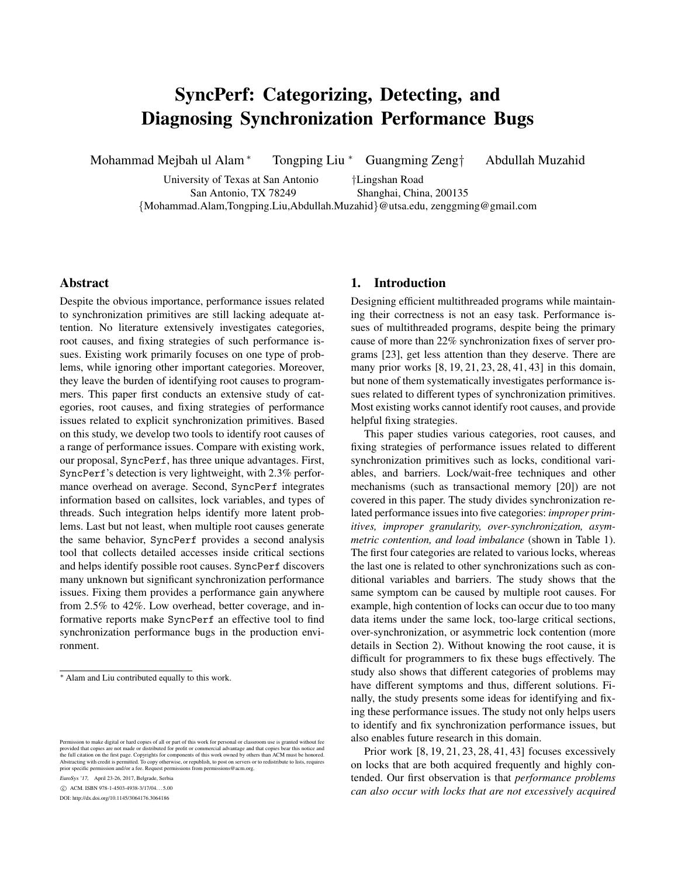# SyncPerf: Categorizing, Detecting, and Diagnosing Synchronization Performance Bugs

Mohammad Mejbah ul Alam [*] Tongping Liu [*] Guangming Zeng† Abdullah Muzahid

University of Texas at San Antonio
San Antonio, TX 78249

†Lingshan Road
Shanghai, China, 200135

{Mohammad.Alam,Tongping.Liu,Abdullah.Muzahid}@utsa.edu, zenggming@gmail.com

## Abstract

Despite the obvious importance, performance issues related to synchronization primitives are still lacking adequate attention. No literature extensively investigates categories, root causes, and fixing strategies of such performance issues. Existing work primarily focuses on one type of problems, while ignoring other important categories. Moreover, they leave the burden of identifying root causes to programmers. This paper first conducts an extensive study of categories, root causes, and fixing strategies of performance issues related to explicit synchronization primitives. Based on this study, we develop two tools to identify root causes of a range of performance issues. Compare with existing work, our proposal, SyncPerf, has three unique advantages. First, SyncPerf's detection is very lightweight, with 2.3% performance overhead on average. Second, SyncPerf integrates information based on callsites, lock variables, and types of threads. Such integration helps identify more latent problems. Last but not least, when multiple root causes generate the same behavior, SyncPerf provides a second analysis tool that collects detailed accesses inside critical sections and helps identify possible root causes. SyncPerf discovers many unknown but significant synchronization performance issues. Fixing them provides a performance gain anywhere from 2.5% to 42%. Low overhead, better coverage, and informative reports make SyncPerf an effective tool to find synchronization performance bugs in the production environment.

[*] Alam and Liu contributed equally to this work.

Permission to make digital or hard copies of all or part of this work for personal or classroom use is granted without fee provided that copies are not made or distributed for profit or commercial advantage and that copies bear this notice and the full citation on the first page. Copyrights for components of this work owned by others than ACM must be honored. Abstracting with credit is permitted. To copy otherwise, or republish, to post on servers or to redistribute to lists, requires prior specific permission and/or a fee. Request permissions from permissions@acm.org.

*EuroSys '17*, April 23-26, 2017, Belgrade, Serbia

© ACM. ISBN 978-1-4503-4938-3/17/04...5.00

DOI: http://dx.doi.org/10.1145/3064176.3064186

## 1. Introduction

Designing efficient multithreaded programs while maintaining their correctness is not an easy task. Performance issues of multithreaded programs, despite being the primary cause of more than 22% synchronization fixes of server programs [23], get less attention than they deserve. There are many prior works [8, 19, 21, 23, 28, 41, 43] in this domain, but none of them systematically investigates performance issues related to different types of synchronization primitives. Most existing works cannot identify root causes, and provide helpful fixing strategies.

This paper studies various categories, root causes, and fixing strategies of performance issues related to different synchronization primitives such as locks, conditional variables, and barriers. Lock/wait-free techniques and other mechanisms (such as transactional memory [20]) are not covered in this paper. The study divides synchronization related performance issues into five categories: *improper primitives, improper granularity, over-synchronization, asymmetric contention, and load imbalance* (shown in Table 1). The first four categories are related to various locks, whereas the last one is related to other synchronizations such as conditional variables and barriers. The study shows that the same symptom can be caused by multiple root causes. For example, high contention of locks can occur due to too many data items under the same lock, too-large critical sections, over-synchronization, or asymmetric lock contention (more details in Section 2). Without knowing the root cause, it is difficult for programmers to fix these bugs effectively. The study also shows that different categories of problems may have different symptoms and thus, different solutions. Finally, the study presents some ideas for identifying and fixing these performance issues. The study not only helps users to identify and fix synchronization performance issues, but also enables future research in this domain.

Prior work [8, 19, 21, 23, 28, 41, 43] focuses excessively on locks that are both acquired frequently and highly contended. Our first observation is that *performance problems can also occur with locks that are not excessively acquired*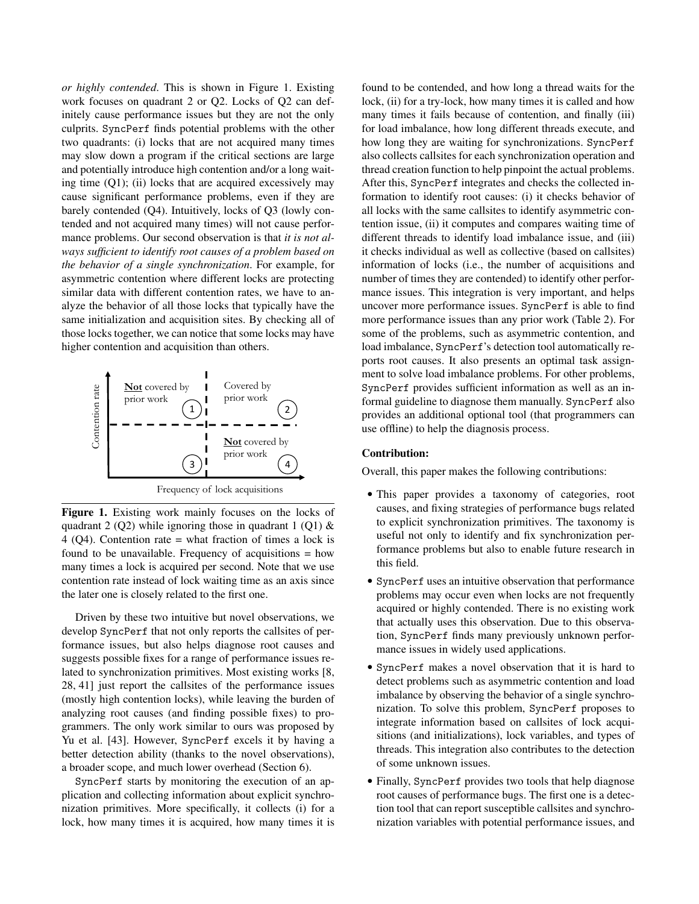*or highly contended*. This is shown in Figure 1. Existing work focuses on quadrant 2 or Q2. Locks of Q2 can definitely cause performance issues but they are not the only culprits. SyncPerf finds potential problems with the other two quadrants: (i) locks that are not acquired many times may slow down a program if the critical sections are large and potentially introduce high contention and/or a long waiting time (Q1); (ii) locks that are acquired excessively may cause significant performance problems, even if they are barely contended (Q4). Intuitively, locks of Q3 (lowly contended and not acquired many times) will not cause performance problems. Our second observation is that *it is not always sufficient to identify root causes of a problem based on the behavior of a single synchronization*. For example, for asymmetric contention where different locks are protecting similar data with different contention rates, we have to analyze the behavior of all those locks that typically have the same initialization and acquisition sites. By checking all of those locks together, we can notice that some locks may have higher contention and acquisition than others.

**Figure 1.** Existing work mainly focuses on the locks of quadrant 2 (Q2) while ignoring those in quadrant 1 (Q1) & 4 (Q4). Contention rate = what fraction of times a lock is found to be unavailable. Frequency of acquisitions = how many times a lock is acquired per second. Note that we use contention rate instead of lock waiting time as an axis since the later one is closely related to the first one.

Driven by these two intuitive but novel observations, we develop SyncPerf that not only reports the callsites of performance issues, but also helps diagnose root causes and suggests possible fixes for a range of performance issues related to synchronization primitives. Most existing works [8, 28, 41] just report the callsites of the performance issues (mostly high contention locks), while leaving the burden of analyzing root causes (and finding possible fixes) to programmers. The only work similar to ours was proposed by Yu et al. [43]. However, SyncPerf excels it by having a better detection ability (thanks to the novel observations), a broader scope, and much lower overhead (Section 6).

SyncPerf starts by monitoring the execution of an application and collecting information about explicit synchronization primitives. More specifically, it collects (i) for a lock, how many times it is acquired, how many times it is found to be contended, and how long a thread waits for the lock, (ii) for a try-lock, how many times it is called and how many times it fails because of contention, and finally (iii) for load imbalance, how long different threads execute, and how long they are waiting for synchronizations. SyncPerf also collects callsites for each synchronization operation and thread creation function to help pinpoint the actual problems. After this, SyncPerf integrates and checks the collected information to identify root causes: (i) it checks behavior of all locks with the same callsites to identify asymmetric contention issue, (ii) it computes and compares waiting time of different threads to identify load imbalance issue, and (iii) it checks individual as well as collective (based on callsites) information of locks (i.e., the number of acquisitions and number of times they are contended) to identify other performance issues. This integration is very important, and helps uncover more performance issues. SyncPerf is able to find more performance issues than any prior work (Table 2). For some of the problems, such as asymmetric contention, and load imbalance, SyncPerf's detection tool automatically reports root causes. It also presents an optimal task assignment to solve load imbalance problems. For other problems, SyncPerf provides sufficient information as well as an informal guideline to diagnose them manually. SyncPerf also provides an additional optional tool (that programmers can use offline) to help the diagnosis process.

**Contribution:**

Overall, this paper makes the following contributions:

- This paper provides a taxonomy of categories, root causes, and fixing strategies of performance bugs related to explicit synchronization primitives. The taxonomy is useful not only to identify and fix synchronization performance problems but also to enable future research in this field.
- SyncPerf uses an intuitive observation that performance problems may occur even when locks are not frequently acquired or highly contended. There is no existing work that actually uses this observation. Due to this observation, SyncPerf finds many previously unknown performance issues in widely used applications.
- SyncPerf makes a novel observation that it is hard to detect problems such as asymmetric contention and load imbalance by observing the behavior of a single synchronization. To solve this problem, SyncPerf proposes to integrate information based on callsites of lock acquisitions (and initializations), lock variables, and types of threads. This integration also contributes to the detection of some unknown issues.
- Finally, SyncPerf provides two tools that help diagnose root causes of performance bugs. The first one is a detection tool that can report susceptible callsites and synchronization variables with potential performance issues, and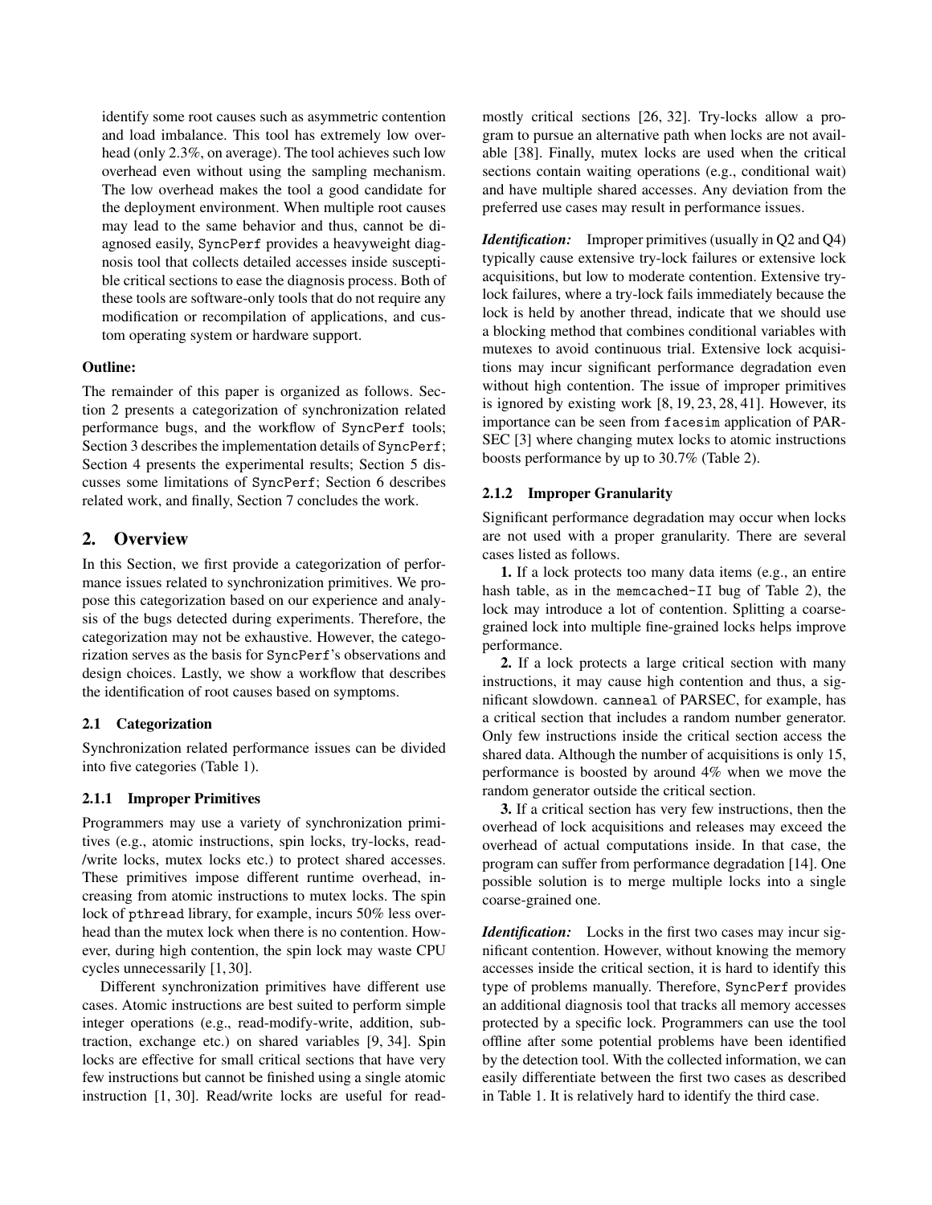identify some root causes such as asymmetric contention and load imbalance. This tool has extremely low overhead (only 2.3%, on average). The tool achieves such low overhead even without using the sampling mechanism. The low overhead makes the tool a good candidate for the deployment environment. When multiple root causes may lead to the same behavior and thus, cannot be diagnosed easily, SyncPerf provides a heavyweight diagnosis tool that collects detailed accesses inside susceptible critical sections to ease the diagnosis process. Both of these tools are software-only tools that do not require any modification or recompilation of applications, and custom operating system or hardware support.

**Outline:**

The remainder of this paper is organized as follows. Section 2 presents a categorization of synchronization related performance bugs, and the workflow of SyncPerf tools; Section 3 describes the implementation details of SyncPerf; Section 4 presents the experimental results; Section 5 discusses some limitations of SyncPerf; Section 6 describes related work, and finally, Section 7 concludes the work.

## 2. Overview

In this Section, we first provide a categorization of performance issues related to synchronization primitives. We propose this categorization based on our experience and analysis of the bugs detected during experiments. Therefore, the categorization may not be exhaustive. However, the categorization serves as the basis for SyncPerf's observations and design choices. Lastly, we show a workflow that describes the identification of root causes based on symptoms.

### 2.1 Categorization

Synchronization related performance issues can be divided into five categories (Table 1).

#### 2.1.1 Improper Primitives

Programmers may use a variety of synchronization primitives (e.g., atomic instructions, spin locks, try-locks, read-/write locks, mutex locks etc.) to protect shared accesses. These primitives impose different runtime overhead, increasing from atomic instructions to mutex locks. The spin lock of pthread library, for example, incurs 50% less overhead than the mutex lock when there is no contention. However, during high contention, the spin lock may waste CPU cycles unnecessarily [1, 30].

Different synchronization primitives have different use cases. Atomic instructions are best suited to perform simple integer operations (e.g., read-modify-write, addition, subtraction, exchange etc.) on shared variables [9, 34]. Spin locks are effective for small critical sections that have very few instructions but cannot be finished using a single atomic instruction [1, 30]. Read/write locks are useful for read-mostly critical sections [26, 32]. Try-locks allow a program to pursue an alternative path when locks are not available [38]. Finally, mutex locks are used when the critical sections contain waiting operations (e.g., conditional wait) and have multiple shared accesses. Any deviation from the preferred use cases may result in performance issues.

***Identification:*** Improper primitives (usually in Q2 and Q4) typically cause extensive try-lock failures or extensive lock acquisitions, but low to moderate contention. Extensive try-lock failures, where a try-lock fails immediately because the lock is held by another thread, indicate that we should use a blocking method that combines conditional variables with mutexes to avoid continuous trial. Extensive lock acquisitions may incur significant performance degradation even without high contention. The issue of improper primitives is ignored by existing work [8, 19, 23, 28, 41]. However, its importance can be seen from facesim application of PARSEC [3] where changing mutex locks to atomic instructions boosts performance by up to 30.7% (Table 2).

#### 2.1.2 Improper Granularity

Significant performance degradation may occur when locks are not used with a proper granularity. There are several cases listed as follows.

**1.** If a lock protects too many data items (e.g., an entire hash table, as in the memcached-II bug of Table 2), the lock may introduce a lot of contention. Splitting a coarse-grained lock into multiple fine-grained locks helps improve performance.

**2.** If a lock protects a large critical section with many instructions, it may cause high contention and thus, a significant slowdown. canneal of PARSEC, for example, has a critical section that includes a random number generator. Only few instructions inside the critical section access the shared data. Although the number of acquisitions is only 15, performance is boosted by around 4% when we move the random generator outside the critical section.

**3.** If a critical section has very few instructions, then the overhead of lock acquisitions and releases may exceed the overhead of actual computations inside. In that case, the program can suffer from performance degradation [14]. One possible solution is to merge multiple locks into a single coarse-grained one.

***Identification:*** Locks in the first two cases may incur significant contention. However, without knowing the memory accesses inside the critical section, it is hard to identify this type of problems manually. Therefore, SyncPerf provides an additional diagnosis tool that tracks all memory accesses protected by a specific lock. Programmers can use the tool offline after some potential problems have been identified by the detection tool. With the collected information, we can easily differentiate between the first two cases as described in Table 1. It is relatively hard to identify the third case.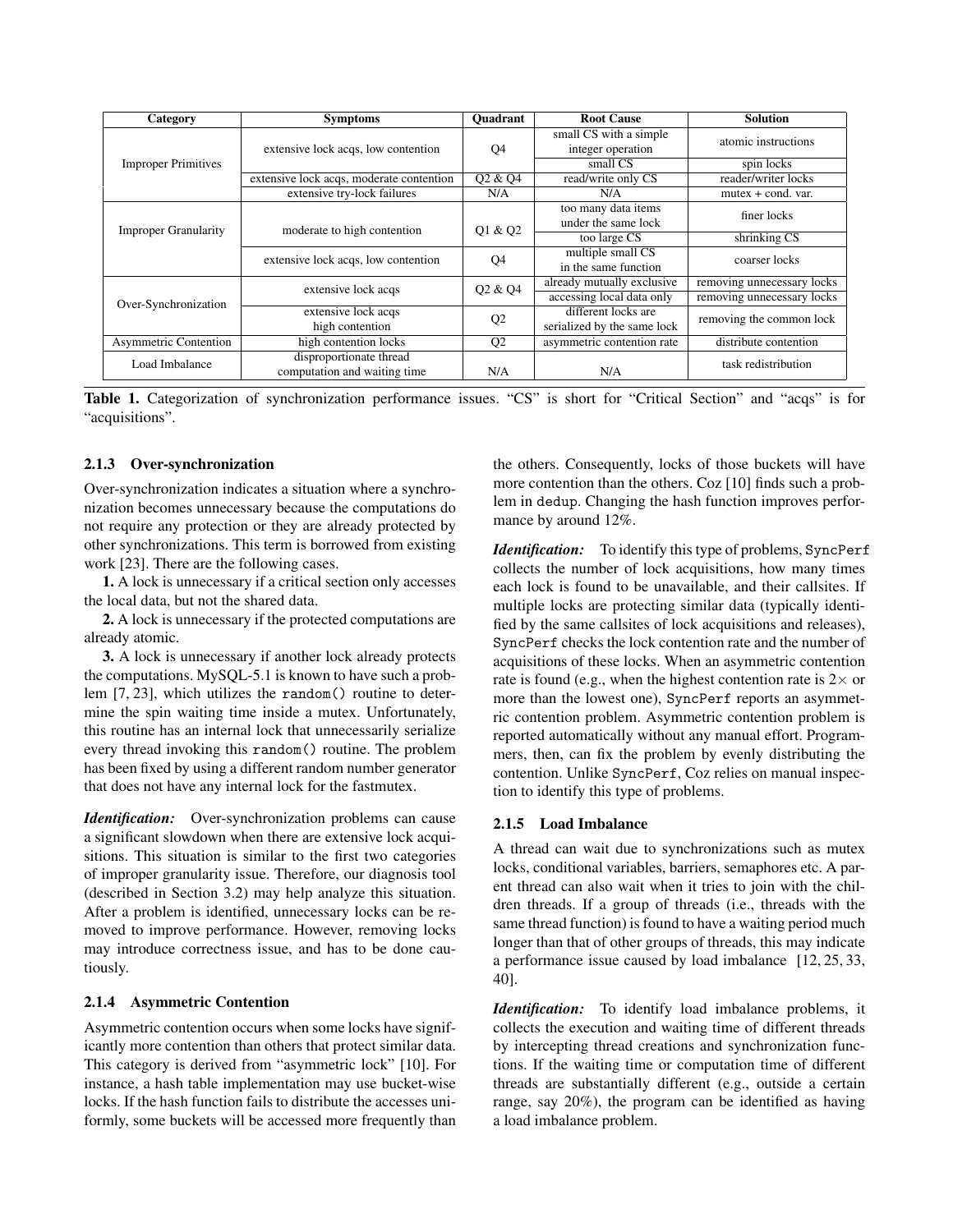| Category | Symptoms | Quadrant | Root Cause | Solution |
|---|---|---|---|---|
| Improper Primitives | extensive lock acqs, low contention | Q4 | small CS with a simple integer operation | atomic instructions |
| | | | small CS | spin locks |
| | extensive lock acqs, moderate contention | Q2 & Q4 | read/write only CS | reader/writer locks |
| | extensive try-lock failures | N/A | N/A | mutex + cond. var. |
| Improper Granularity | moderate to high contention | Q1 & Q2 | too many data items under the same lock | finer locks |
| | | | too large CS | shrinking CS |
| | extensive lock acqs, low contention | Q4 | multiple small CS in the same function | coarser locks |
| Over-Synchronization | extensive lock acqs | Q2 & Q4 | already mutually exclusive | removing unnecessary locks |
| | | | accessing local data only | removing unnecessary locks |
| | extensive lock acqs high contention | Q2 | different locks are serialized by the same lock | removing the common lock |
| Asymmetric Contention | high contention locks | Q2 | asymmetric contention rate | distribute contention |
| Load Imbalance | disproportionate thread computation and waiting time | N/A | N/A | task redistribution |

**Table 1.** Categorization of synchronization performance issues. "CS" is short for "Critical Section" and "acqs" is for "acquisitions".

### 2.1.3 Over-synchronization

Over-synchronization indicates a situation where a synchronization becomes unnecessary because the computations do not require any protection or they are already protected by other synchronizations. This term is borrowed from existing work [23]. There are the following cases.

**1.** A lock is unnecessary if a critical section only accesses the local data, but not the shared data.

**2.** A lock is unnecessary if the protected computations are already atomic.

**3.** A lock is unnecessary if another lock already protects the computations. MySQL-5.1 is known to have such a problem [7, 23], which utilizes the `random()` routine to determine the spin waiting time inside a mutex. Unfortunately, this routine has an internal lock that unnecessarily serialize every thread invoking this `random()` routine. The problem has been fixed by using a different random number generator that does not have any internal lock for the fastmutex.

***Identification:*** Over-synchronization problems can cause a significant slowdown when there are extensive lock acquisitions. This situation is similar to the first two categories of improper granularity issue. Therefore, our diagnosis tool (described in Section 3.2) may help analyze this situation. After a problem is identified, unnecessary locks can be removed to improve performance. However, removing locks may introduce correctness issue, and has to be done cautiously.

### 2.1.4 Asymmetric Contention

Asymmetric contention occurs when some locks have significantly more contention than others that protect similar data. This category is derived from "asymmetric lock" [10]. For instance, a hash table implementation may use bucket-wise locks. If the hash function fails to distribute the accesses uniformly, some buckets will be accessed more frequently than the others. Consequently, locks of those buckets will have more contention than the others. Coz [10] finds such a problem in `dedup`. Changing the hash function improves performance by around 12%.

***Identification:*** To identify this type of problems, `SyncPerf` collects the number of lock acquisitions, how many times each lock is found to be unavailable, and their callsites. If multiple locks are protecting similar data (typically identified by the same callsites of lock acquisitions and releases), `SyncPerf` checks the lock contention rate and the number of acquisitions of these locks. When an asymmetric contention rate is found (e.g., when the highest contention rate is $2\times$ or more than the lowest one), `SyncPerf` reports an asymmetric contention problem. Asymmetric contention problem is reported automatically without any manual effort. Programmers, then, can fix the problem by evenly distributing the contention. Unlike `SyncPerf`, Coz relies on manual inspection to identify this type of problems.

### 2.1.5 Load Imbalance

A thread can wait due to synchronizations such as mutex locks, conditional variables, barriers, semaphores etc. A parent thread can also wait when it tries to join with the children threads. If a group of threads (i.e., threads with the same thread function) is found to have a waiting period much longer than that of other groups of threads, this may indicate a performance issue caused by load imbalance [12, 25, 33, 40].

***Identification:*** To identify load imbalance problems, it collects the execution and waiting time of different threads by intercepting thread creations and synchronization functions. If the waiting time or computation time of different threads are substantially different (e.g., outside a certain range, say 20%), the program can be identified as having a load imbalance problem.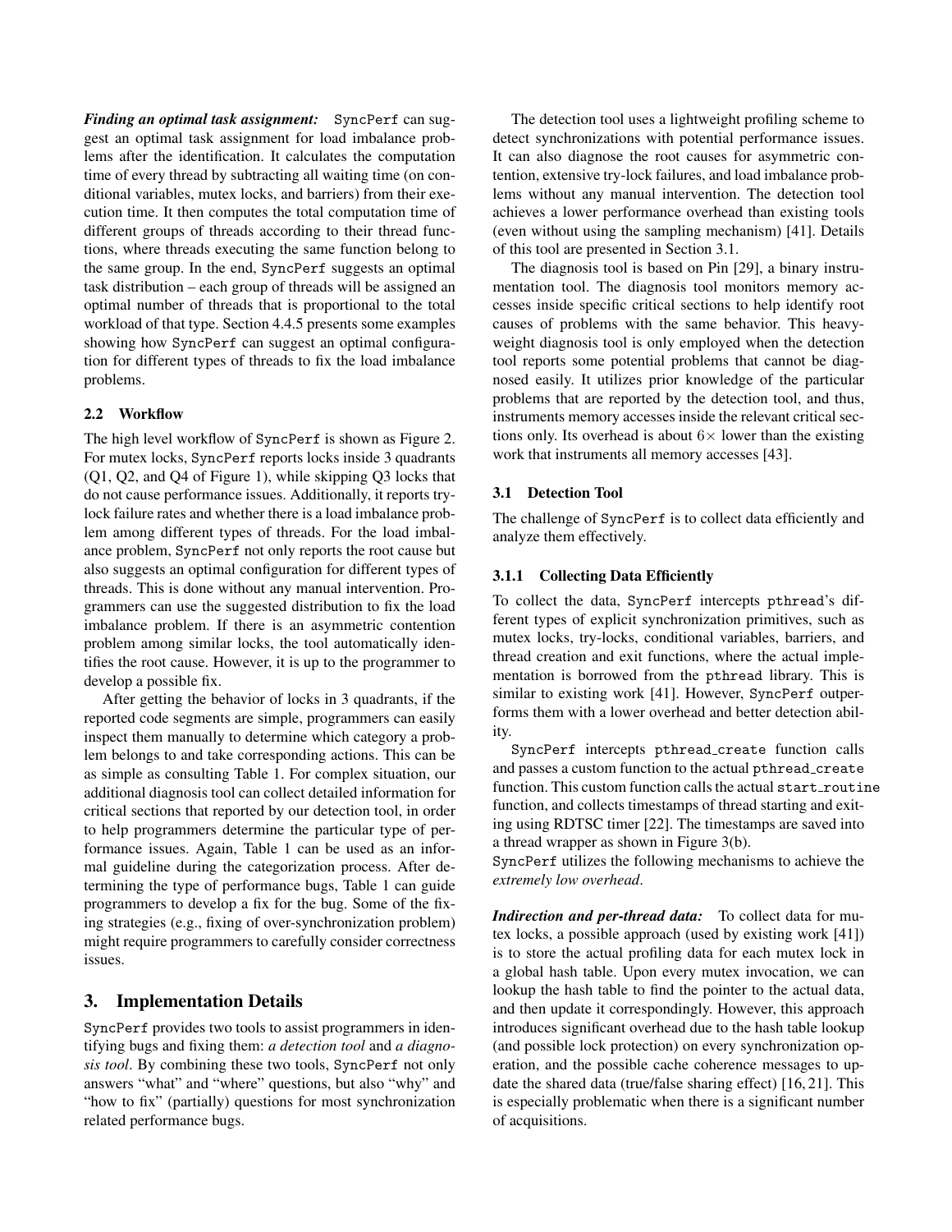***Finding an optimal task assignment:*** SyncPerf can suggest an optimal task assignment for load imbalance problems after the identification. It calculates the computation time of every thread by subtracting all waiting time (on conditional variables, mutex locks, and barriers) from their execution time. It then computes the total computation time of different groups of threads according to their thread functions, where threads executing the same function belong to the same group. In the end, SyncPerf suggests an optimal task distribution – each group of threads will be assigned an optimal number of threads that is proportional to the total workload of that type. Section 4.4.5 presents some examples showing how SyncPerf can suggest an optimal configuration for different types of threads to fix the load imbalance problems.

### 2.2 Workflow

The high level workflow of SyncPerf is shown as Figure 2. For mutex locks, SyncPerf reports locks inside 3 quadrants (Q1, Q2, and Q4 of Figure 1), while skipping Q3 locks that do not cause performance issues. Additionally, it reports try-lock failure rates and whether there is a load imbalance problem among different types of threads. For the load imbalance problem, SyncPerf not only reports the root cause but also suggests an optimal configuration for different types of threads. This is done without any manual intervention. Programmers can use the suggested distribution to fix the load imbalance problem. If there is an asymmetric contention problem among similar locks, the tool automatically identifies the root cause. However, it is up to the programmer to develop a possible fix.

After getting the behavior of locks in 3 quadrants, if the reported code segments are simple, programmers can easily inspect them manually to determine which category a problem belongs to and take corresponding actions. This can be as simple as consulting Table 1. For complex situation, our additional diagnosis tool can collect detailed information for critical sections that reported by our detection tool, in order to help programmers determine the particular type of performance issues. Again, Table 1 can be used as an informal guideline during the categorization process. After determining the type of performance bugs, Table 1 can guide programmers to develop a fix for the bug. Some of the fixing strategies (e.g., fixing of over-synchronization problem) might require programmers to carefully consider correctness issues.

## 3. Implementation Details

SyncPerf provides two tools to assist programmers in identifying bugs and fixing them: *a detection tool* and *a diagnosis tool*. By combining these two tools, SyncPerf not only answers "what" and "where" questions, but also "why" and "how to fix" (partially) questions for most synchronization related performance bugs.

The detection tool uses a lightweight profiling scheme to detect synchronizations with potential performance issues. It can also diagnose the root causes for asymmetric contention, extensive try-lock failures, and load imbalance problems without any manual intervention. The detection tool achieves a lower performance overhead than existing tools (even without using the sampling mechanism) [41]. Details of this tool are presented in Section 3.1.

The diagnosis tool is based on Pin [29], a binary instrumentation tool. The diagnosis tool monitors memory accesses inside specific critical sections to help identify root causes of problems with the same behavior. This heavyweight diagnosis tool is only employed when the detection tool reports some potential problems that cannot be diagnosed easily. It utilizes prior knowledge of the particular problems that are reported by the detection tool, and thus, instruments memory accesses inside the relevant critical sections only. Its overhead is about $6\times$ lower than the existing work that instruments all memory accesses [43].

### 3.1 Detection Tool

The challenge of SyncPerf is to collect data efficiently and analyze them effectively.

#### 3.1.1 Collecting Data Efficiently

To collect the data, SyncPerf intercepts pthread's different types of explicit synchronization primitives, such as mutex locks, try-locks, conditional variables, barriers, and thread creation and exit functions, where the actual implementation is borrowed from the pthread library. This is similar to existing work [41]. However, SyncPerf outperforms them with a lower overhead and better detection ability.

SyncPerf intercepts pthread_create function calls and passes a custom function to the actual pthread_create function. This custom function calls the actual start_routine function, and collects timestamps of thread starting and exiting using RDTSC timer [22]. The timestamps are saved into a thread wrapper as shown in Figure 3(b).
SyncPerf utilizes the following mechanisms to achieve the *extremely low overhead*.

***Indirection and per-thread data:*** To collect data for mutex locks, a possible approach (used by existing work [41]) is to store the actual profiling data for each mutex lock in a global hash table. Upon every mutex invocation, we can lookup the hash table to find the pointer to the actual data, and then update it correspondingly. However, this approach introduces significant overhead due to the hash table lookup (and possible lock protection) on every synchronization operation, and the possible cache coherence messages to update the shared data (true/false sharing effect) [16, 21]. This is especially problematic when there is a significant number of acquisitions.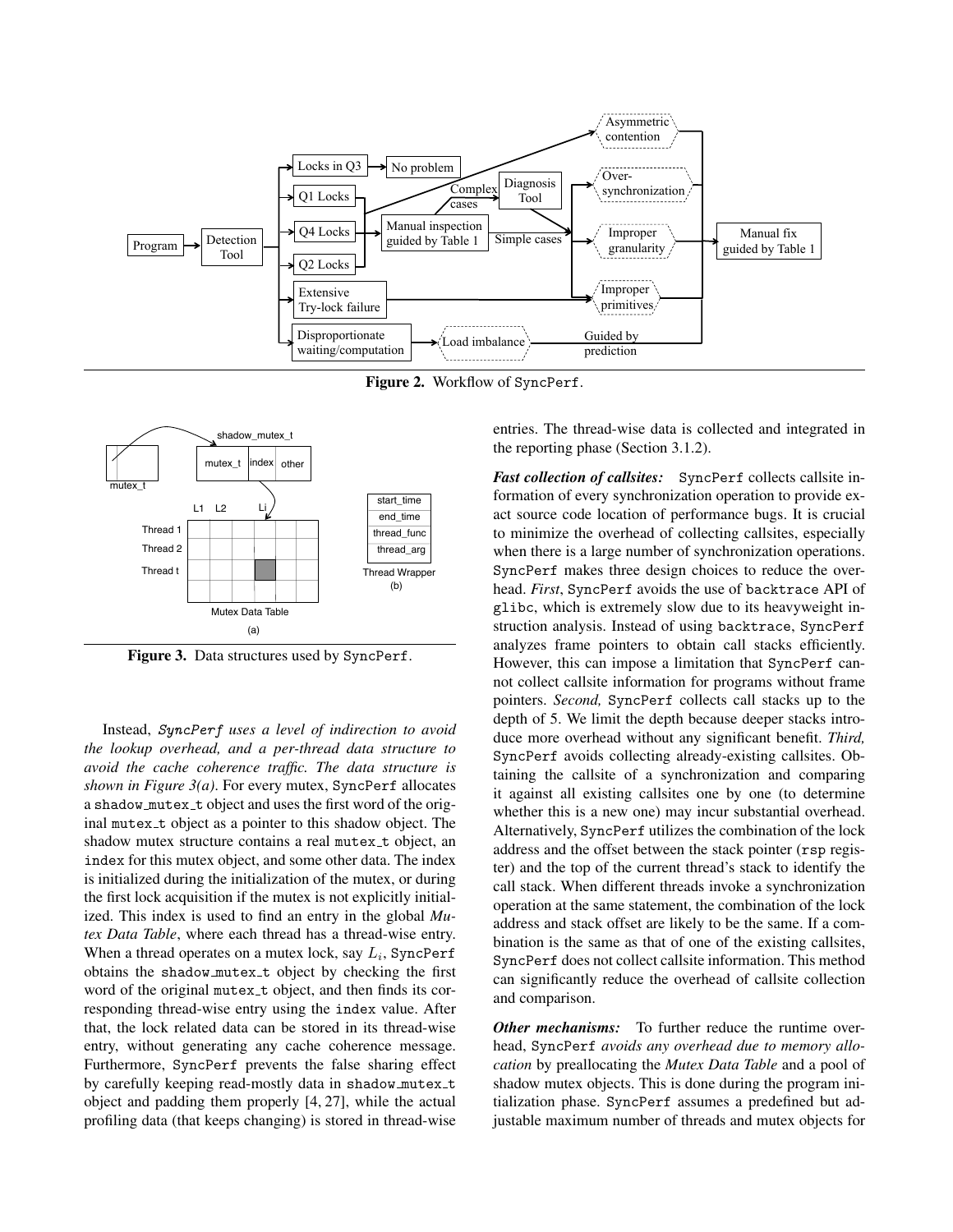Program

Detection Tool

Locks in Q3

Q1 Locks

Q4 Locks

Q2 Locks

Extensive Try-lock failure

Disproportionate waiting/computation

No problem

Manual inspection guided by Table 1

Complex cases

Simple cases

Diagnosis Tool

Asymmetric contention

Over-synchronization

Improper granularity

Improper primitives

Load imbalance

Guided by prediction

Manual fix guided by Table 1

**Figure 2.** Workflow of SyncPerf.

mutex_t

shadow_mutex_t

mutex_t

index

other

L1 L2 Li

Thread 1

Thread 2

Thread t

Mutex Data Table

(a)

start_time

end_time

thread_func

thread_arg

Thread Wrapper

(b)

**Figure 3.** Data structures used by SyncPerf.

Instead, *SyncPerf uses a level of indirection to avoid the lookup overhead, and a per-thread data structure to avoid the cache coherence traffic. The data structure is shown in Figure 3(a).* For every mutex, SyncPerf allocates a shadow_mutex_t object and uses the first word of the original mutex_t object as a pointer to this shadow object. The shadow mutex structure contains a real mutex_t object, an index for this mutex object, and some other data. The index is initialized during the initialization of the mutex, or during the first lock acquisition if the mutex is not explicitly initialized. This index is used to find an entry in the global *Mutex Data Table*, where each thread has a thread-wise entry. When a thread operates on a mutex lock, say $L_i$, SyncPerf obtains the shadow_mutex_t object by checking the first word of the original mutex_t object, and then finds its corresponding thread-wise entry using the index value. After that, the lock related data can be stored in its thread-wise entry, without generating any cache coherence message. Furthermore, SyncPerf prevents the false sharing effect by carefully keeping read-mostly data in shadow_mutex_t object and padding them properly [4, 27], while the actual profiling data (that keeps changing) is stored in thread-wise entries. The thread-wise data is collected and integrated in the reporting phase (Section 3.1.2).

***Fast collection of callsites:*** SyncPerf collects callsite information of every synchronization operation to provide exact source code location of performance bugs. It is crucial to minimize the overhead of collecting callsites, especially when there is a large number of synchronization operations. SyncPerf makes three design choices to reduce the overhead. *First*, SyncPerf avoids the use of backtrace API of glibc, which is extremely slow due to its heavyweight instruction analysis. Instead of using backtrace, SyncPerf analyzes frame pointers to obtain call stacks efficiently. However, this can impose a limitation that SyncPerf cannot collect callsite information for programs without frame pointers. *Second,* SyncPerf collects call stacks up to the depth of 5. We limit the depth because deeper stacks introduce more overhead without any significant benefit. *Third,* SyncPerf avoids collecting already-existing callsites. Obtaining the callsite of a synchronization and comparing it against all existing callsites one by one (to determine whether this is a new one) may incur substantial overhead. Alternatively, SyncPerf utilizes the combination of the lock address and the offset between the stack pointer (rsp register) and the top of the current thread's stack to identify the call stack. When different threads invoke a synchronization operation at the same statement, the combination of the lock address and stack offset are likely to be the same. If a combination is the same as that of one of the existing callsites, SyncPerf does not collect callsite information. This method can significantly reduce the overhead of callsite collection and comparison.

***Other mechanisms:*** To further reduce the runtime overhead, SyncPerf *avoids any overhead due to memory allocation* by preallocating the *Mutex Data Table* and a pool of shadow mutex objects. This is done during the program initialization phase. SyncPerf assumes a predefined but adjustable maximum number of threads and mutex objects for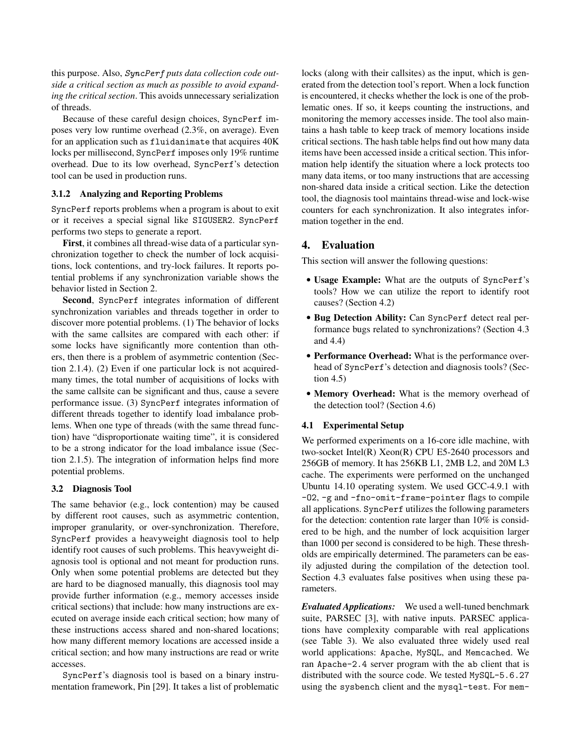this purpose. Also, *SyncPerf puts data collection code outside a critical section as much as possible to avoid expanding the critical section*. This avoids unnecessary serialization of threads.

Because of these careful design choices, SyncPerf imposes very low runtime overhead (2.3%, on average). Even for an application such as fluidanimate that acquires 40K locks per millisecond, SyncPerf imposes only 19% runtime overhead. Due to its low overhead, SyncPerf's detection tool can be used in production runs.

### 3.1.2 Analyzing and Reporting Problems

SyncPerf reports problems when a program is about to exit or it receives a special signal like SIGUSER2. SyncPerf performs two steps to generate a report.

**First**, it combines all thread-wise data of a particular synchronization together to check the number of lock acquisitions, lock contentions, and try-lock failures. It reports potential problems if any synchronization variable shows the behavior listed in Section 2.

**Second**, SyncPerf integrates information of different synchronization variables and threads together in order to discover more potential problems. (1) The behavior of locks with the same callsites are compared with each other: if some locks have significantly more contention than others, then there is a problem of asymmetric contention (Section 2.1.4). (2) Even if one particular lock is not acquired-many times, the total number of acquisitions of locks with the same callsite can be significant and thus, cause a severe performance issue. (3) SyncPerf integrates information of different threads together to identify load imbalance problems. When one type of threads (with the same thread function) have "disproportionate waiting time", it is considered to be a strong indicator for the load imbalance issue (Section 2.1.5). The integration of information helps find more potential problems.

## 3.2 Diagnosis Tool

The same behavior (e.g., lock contention) may be caused by different root causes, such as asymmetric contention, improper granularity, or over-synchronization. Therefore, SyncPerf provides a heavyweight diagnosis tool to help identify root causes of such problems. This heavyweight diagnosis tool is optional and not meant for production runs. Only when some potential problems are detected but they are hard to be diagnosed manually, this diagnosis tool may provide further information (e.g., memory accesses inside critical sections) that include: how many instructions are executed on average inside each critical section; how many of these instructions access shared and non-shared locations; how many different memory locations are accessed inside a critical section; and how many instructions are read or write accesses.

SyncPerf's diagnosis tool is based on a binary instrumentation framework, Pin [29]. It takes a list of problematic locks (along with their callsites) as the input, which is generated from the detection tool's report. When a lock function is encountered, it checks whether the lock is one of the problematic ones. If so, it keeps counting the instructions, and monitoring the memory accesses inside. The tool also maintains a hash table to keep track of memory locations inside critical sections. The hash table helps find out how many data items have been accessed inside a critical section. This information help identify the situation where a lock protects too many data items, or too many instructions that are accessing non-shared data inside a critical section. Like the detection tool, the diagnosis tool maintains thread-wise and lock-wise counters for each synchronization. It also integrates information together in the end.

# 4. Evaluation

This section will answer the following questions:

- **Usage Example:** What are the outputs of SyncPerf's tools? How we can utilize the report to identify root causes? (Section 4.2)
- **Bug Detection Ability:** Can SyncPerf detect real performance bugs related to synchronizations? (Section 4.3 and 4.4)
- **Performance Overhead:** What is the performance overhead of SyncPerf's detection and diagnosis tools? (Section 4.5)
- **Memory Overhead:** What is the memory overhead of the detection tool? (Section 4.6)

## 4.1 Experimental Setup

We performed experiments on a 16-core idle machine, with two-socket Intel(R) Xeon(R) CPU E5-2640 processors and 256GB of memory. It has 256KB L1, 2MB L2, and 20M L3 cache. The experiments were performed on the unchanged Ubuntu 14.10 operating system. We used GCC-4.9.1 with -O2, -g and -fno-omit-frame-pointer flags to compile all applications. SyncPerf utilizes the following parameters for the detection: contention rate larger than 10% is considered to be high, and the number of lock acquisition larger than 1000 per second is considered to be high. These thresholds are empirically determined. The parameters can be easily adjusted during the compilation of the detection tool. Section 4.3 evaluates false positives when using these parameters.

***Evaluated Applications:*** We used a well-tuned benchmark suite, PARSEC [3], with native inputs. PARSEC applications have complexity comparable with real applications (see Table 3). We also evaluated three widely used real world applications: Apache, MySQL, and Memcached. We ran Apache-2.4 server program with the ab client that is distributed with the source code. We tested MySQL-5.6.27 using the sysbench client and the mysql-test. For mem-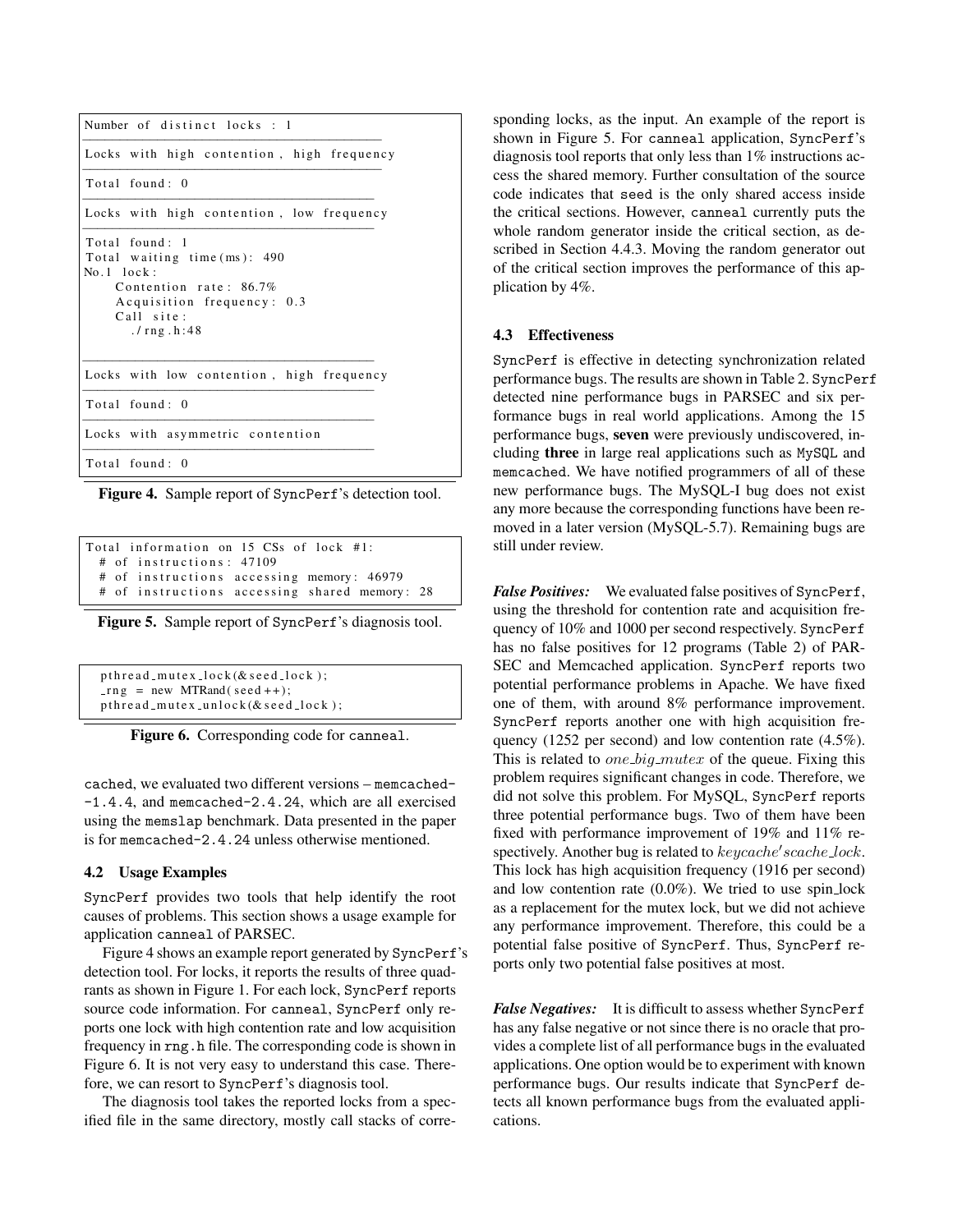```
Number of distinct locks : 1
------------------------------------------
Locks with high contention, high frequency
------------------------------------------
Total found: 0
------------------------------------------
Locks with high contention, low frequency
------------------------------------------
Total found: 1
Total waiting time(ms): 490
No.1 lock:
    Contention rate: 86.7%
    Acquisition frequency: 0.3
    Call site:
      ./rng.h:48

------------------------------------------
Locks with low contention, high frequency
------------------------------------------
Total found: 0
------------------------------------------
Locks with asymmetric contention
------------------------------------------
Total found: 0
```

**Figure 4.** Sample report of SyncPerf's detection tool.

```
Total information on 15 CSs of lock #1:
  # of instructions: 47109
  # of instructions accessing memory: 46979
  # of instructions accessing shared memory: 28
```

**Figure 5.** Sample report of SyncPerf's diagnosis tool.

```
pthread_mutex_lock(&seed_lock);
_rng = new MTRand(seed++);
pthread_mutex_unlock(&seed_lock);
```

**Figure 6.** Corresponding code for canneal.

cached, we evaluated two different versions – memcached-1.4.4, and memcached-2.4.24, which are all exercised using the memslap benchmark. Data presented in the paper is for memcached-2.4.24 unless otherwise mentioned.

### 4.2 Usage Examples

SyncPerf provides two tools that help identify the root causes of problems. This section shows a usage example for application canneal of PARSEC.

Figure 4 shows an example report generated by SyncPerf's detection tool. For locks, it reports the results of three quadrants as shown in Figure 1. For each lock, SyncPerf reports source code information. For canneal, SyncPerf only reports one lock with high contention rate and low acquisition frequency in rng.h file. The corresponding code is shown in Figure 6. It is not very easy to understand this case. Therefore, we can resort to SyncPerf's diagnosis tool.

The diagnosis tool takes the reported locks from a specified file in the same directory, mostly call stacks of corresponding locks, as the input. An example of the report is shown in Figure 5. For canneal application, SyncPerf's diagnosis tool reports that only less than 1% instructions access the shared memory. Further consultation of the source code indicates that seed is the only shared access inside the critical sections. However, canneal currently puts the whole random generator inside the critical section, as described in Section 4.4.3. Moving the random generator out of the critical section improves the performance of this application by 4%.

### 4.3 Effectiveness

SyncPerf is effective in detecting synchronization related performance bugs. The results are shown in Table 2. SyncPerf detected nine performance bugs in PARSEC and six performance bugs in real world applications. Among the 15 performance bugs, **seven** were previously undiscovered, including **three** in large real applications such as MySQL and memcached. We have notified programmers of all of these new performance bugs. The MySQL-I bug does not exist any more because the corresponding functions have been removed in a later version (MySQL-5.7). Remaining bugs are still under review.

***False Positives:*** We evaluated false positives of SyncPerf, using the threshold for contention rate and acquisition frequency of 10% and 1000 per second respectively. SyncPerf has no false positives for 12 programs (Table 2) of PARSEC and Memcached application. SyncPerf reports two potential performance problems in Apache. We have fixed one of them, with around 8% performance improvement. SyncPerf reports another one with high acquisition frequency (1252 per second) and low contention rate (4.5%). This is related to $one\_big\_mutex$ of the queue. Fixing this problem requires significant changes in code. Therefore, we did not solve this problem. For MySQL, SyncPerf reports three potential performance bugs. Two of them have been fixed with performance improvement of 19% and 11% respectively. Another bug is related to $keycache's cache\_lock$. This lock has high acquisition frequency (1916 per second) and low contention rate (0.0%). We tried to use spin_lock as a replacement for the mutex lock, but we did not achieve any performance improvement. Therefore, this could be a potential false positive of SyncPerf. Thus, SyncPerf reports only two potential false positives at most.

***False Negatives:*** It is difficult to assess whether SyncPerf has any false negative or not since there is no oracle that provides a complete list of all performance bugs in the evaluated applications. One option would be to experiment with known performance bugs. Our results indicate that SyncPerf detects all known performance bugs from the evaluated applications.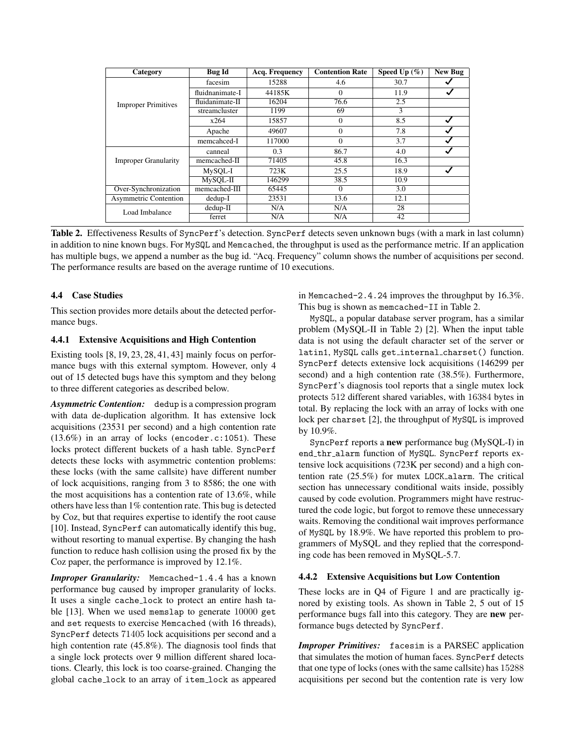| Category | Bug Id | Acq. Frequency | Contention Rate | Speed Up (%) | New Bug |
|---|---|---|---|---|---|
| Improper Primitives | facesim | 15288 | 4.6 | 30.7 | ✓ |
| | fluidnanimate-I | 44185K | 0 | 11.9 | ✓ |
| | fluidanimate-II | 16204 | 76.6 | 2.5 | |
| | streamcluster | 1199 | 69 | 3 | |
| | x264 | 15857 | 0 | 8.5 | ✓ |
| | Apache | 49607 | 0 | 7.8 | ✓ |
| | memcahced-I | 117000 | 0 | 3.7 | ✓ |
| Improper Granularity | canneal | 0.3 | 86.7 | 4.0 | ✓ |
| | memcached-II | 71405 | 45.8 | 16.3 | |
| | MySQL-I | 723K | 25.5 | 18.9 | ✓ |
| | MySQL-II | 146299 | 38.5 | 10.9 | |
| Over-Synchronization | memcached-III | 65445 | 0 | 3.0 | |
| Asymmetric Contention | dedup-I | 23531 | 13.6 | 12.1 | |
| Load Imbalance | dedup-II | N/A | N/A | 28 | |
| | ferret | N/A | N/A | 42 | |

**Table 2.** Effectiveness Results of SyncPerf's detection. SyncPerf detects seven unknown bugs (with a mark in last column) in addition to nine known bugs. For MySQL and Memcached, the throughput is used as the performance metric. If an application has multiple bugs, we append a number as the bug id. "Acq. Frequency" column shows the number of acquisitions per second. The performance results are based on the average runtime of 10 executions.

### 4.4 Case Studies

This section provides more details about the detected performance bugs.

#### 4.4.1 Extensive Acquisitions and High Contention

Existing tools [8, 19, 23, 28, 41, 43] mainly focus on performance bugs with this external symptom. However, only 4 out of 15 detected bugs have this symptom and they belong to three different categories as described below.

***Asymmetric Contention:*** dedup is a compression program with data de-duplication algorithm. It has extensive lock acquisitions (23531 per second) and a high contention rate (13.6%) in an array of locks (encoder.c:1051). These locks protect different buckets of a hash table. SyncPerf detects these locks with asymmetric contention problems: these locks (with the same callsite) have different number of lock acquisitions, ranging from 3 to 8586; the one with the most acquisitions has a contention rate of 13.6%, while others have less than 1% contention rate. This bug is detected by Coz, but that requires expertise to identify the root cause [10]. Instead, SyncPerf can automatically identify this bug, without resorting to manual expertise. By changing the hash function to reduce hash collision using the prosed fix by the Coz paper, the performance is improved by 12.1%.

***Improper Granularity:*** Memcached-1.4.4 has a known performance bug caused by improper granularity of locks. It uses a single cache_lock to protect an entire hash table [13]. When we used memslap to generate 10000 get and set requests to exercise Memcached (with 16 threads), SyncPerf detects 71405 lock acquisitions per second and a high contention rate (45.8%). The diagnosis tool finds that a single lock protects over 9 million different shared locations. Clearly, this lock is too coarse-grained. Changing the global cache_lock to an array of item_lock as appeared in Memcached-2.4.24 improves the throughput by 16.3%. This bug is shown as memcached-II in Table 2.

MySQL, a popular database server program, has a similar problem (MySQL-II in Table 2) [2]. When the input table data is not using the default character set of the server or latin1, MySQL calls get_internal_charset() function. SyncPerf detects extensive lock acquisitions (146299 per second) and a high contention rate (38.5%). Furthermore, SyncPerf's diagnosis tool reports that a single mutex lock protects 512 different shared variables, with 16384 bytes in total. By replacing the lock with an array of locks with one lock per charset [2], the throughput of MySQL is improved by 10.9%.

SyncPerf reports a **new** performance bug (MySQL-I) in end_thr_alarm function of MySQL. SyncPerf reports extensive lock acquisitions (723K per second) and a high contention rate (25.5%) for mutex LOCK_alarm. The critical section has unnecessary conditional waits inside, possibly caused by code evolution. Programmers might have restructured the code logic, but forgot to remove these unnecessary waits. Removing the conditional wait improves performance of MySQL by 18.9%. We have reported this problem to programmers of MySQL and they replied that the corresponding code has been removed in MySQL-5.7.

#### 4.4.2 Extensive Acquisitions but Low Contention

These locks are in Q4 of Figure 1 and are practically ignored by existing tools. As shown in Table 2, 5 out of 15 performance bugs fall into this category. They are **new** performance bugs detected by SyncPerf.

***Improper Primitives:*** facesim is a PARSEC application that simulates the motion of human faces. SyncPerf detects that one type of locks (ones with the same callsite) has 15288 acquisitions per second but the contention rate is very low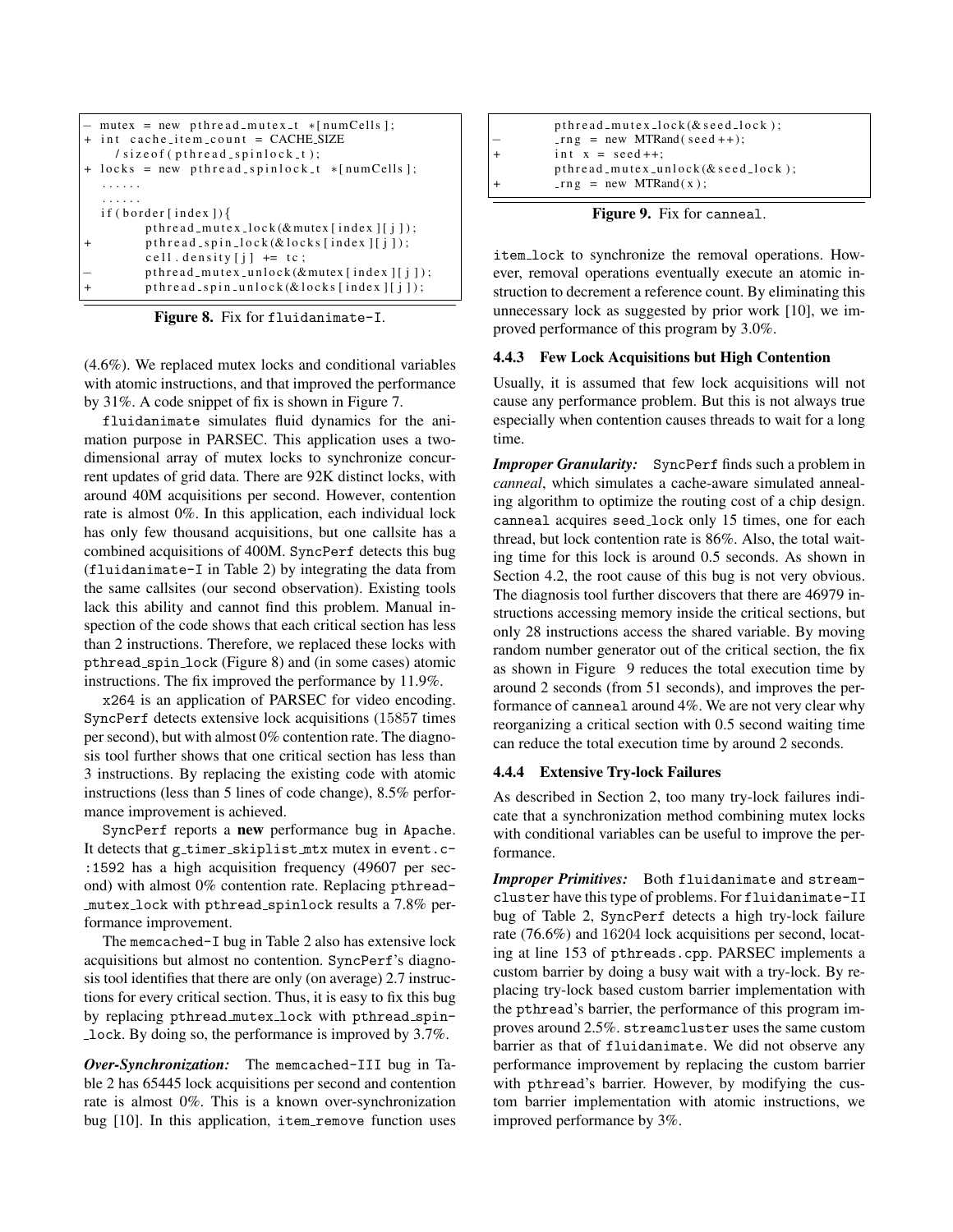```
- mutex = new pthread_mutex_t *[numCells];
+ int cache_item_count = CACHE_SIZE
    /sizeof(pthread_spinlock_t);
+ locks = new pthread_spinlock_t *[numCells];
  ......
  ......
  if(border[index]){
        pthread_mutex_lock(&mutex[index][j]);
+       pthread_spin_lock(&locks[index][j]);
        cell.density[j] += tc;
-       pthread_mutex_unlock(&mutex[index][j]);
+       pthread_spin_unlock(&locks[index][j]);
```

**Figure 8.** Fix for `fluidanimate-I`.

(4.6%). We replaced mutex locks and conditional variables with atomic instructions, and that improved the performance by 31%. A code snippet of fix is shown in Figure 7.

`fluidanimate` simulates fluid dynamics for the animation purpose in PARSEC. This application uses a two-dimensional array of mutex locks to synchronize concurrent updates of grid data. There are 92K distinct locks, with around 40M acquisitions per second. However, contention rate is almost 0%. In this application, each individual lock has only few thousand acquisitions, but one callsite has a combined acquisitions of 400M. SyncPerf detects this bug (`fluidanimate-I` in Table 2) by integrating the data from the same callsites (our second observation). Existing tools lack this ability and cannot find this problem. Manual inspection of the code shows that each critical section has less than 2 instructions. Therefore, we replaced these locks with `pthread_spin_lock` (Figure 8) and (in some cases) atomic instructions. The fix improved the performance by 11.9%.

`x264` is an application of PARSEC for video encoding. SyncPerf detects extensive lock acquisitions (15857 times per second), but with almost 0% contention rate. The diagnosis tool further shows that one critical section has less than 3 instructions. By replacing the existing code with atomic instructions (less than 5 lines of code change), 8.5% performance improvement is achieved.

SyncPerf reports a **new** performance bug in Apache. It detects that `g_timer_skiplist_mtx` mutex in `event.c:1592` has a high acquisition frequency (49607 per second) with almost 0% contention rate. Replacing `pthread_mutex_lock` with `pthread_spinlock` results a 7.8% performance improvement.

The `memcached-I` bug in Table 2 also has extensive lock acquisitions but almost no contention. SyncPerf's diagnosis tool identifies that there are only (on average) 2.7 instructions for every critical section. Thus, it is easy to fix this bug by replacing `pthread_mutex_lock` with `pthread_spin_lock`. By doing so, the performance is improved by 3.7%.

***Over-Synchronization:*** The `memcached-III` bug in Table 2 has 65445 lock acquisitions per second and contention rate is almost 0%. This is a known over-synchronization bug [10]. In this application, `item_remove` function uses `item_lock` to synchronize the removal operations. However, removal operations eventually execute an atomic instruction to decrement a reference count. By eliminating this unnecessary lock as suggested by prior work [10], we improved performance of this program by 3.0%.

```
        pthread_mutex_lock(&seed_lock);
-       _rng = new MTRand(seed++);
+       int x = seed++;
        pthread_mutex_unlock(&seed_lock);
+       _rng = new MTRand(x);
```

**Figure 9.** Fix for `canneal`.

#### 4.4.3 Few Lock Acquisitions but High Contention

Usually, it is assumed that few lock acquisitions will not cause any performance problem. But this is not always true especially when contention causes threads to wait for a long time.

***Improper Granularity:*** SyncPerf finds such a problem in *canneal*, which simulates a cache-aware simulated annealing algorithm to optimize the routing cost of a chip design. `canneal` acquires `seed_lock` only 15 times, one for each thread, but lock contention rate is 86%. Also, the total waiting time for this lock is around 0.5 seconds. As shown in Section 4.2, the root cause of this bug is not very obvious. The diagnosis tool further discovers that there are 46979 instructions accessing memory inside the critical sections, but only 28 instructions access the shared variable. By moving random number generator out of the critical section, the fix as shown in Figure 9 reduces the total execution time by around 2 seconds (from 51 seconds), and improves the performance of `canneal` around 4%. We are not very clear why reorganizing a critical section with 0.5 second waiting time can reduce the total execution time by around 2 seconds.

#### 4.4.4 Extensive Try-lock Failures

As described in Section 2, too many try-lock failures indicate that a synchronization method combining mutex locks with conditional variables can be useful to improve the performance.

***Improper Primitives:*** Both `fluidanimate` and `streamcluster` have this type of problems. For `fluidanimate-II` bug of Table 2, SyncPerf detects a high try-lock failure rate (76.6%) and 16204 lock acquisitions per second, locating at line 153 of `pthreads.cpp`. PARSEC implements a custom barrier by doing a busy wait with a try-lock. By replacing try-lock based custom barrier implementation with the `pthread`'s barrier, the performance of this program improves around 2.5%. `streamcluster` uses the same custom barrier as that of `fluidanimate`. We did not observe any performance improvement by replacing the custom barrier with `pthread`'s barrier. However, by modifying the custom barrier implementation with atomic instructions, we improved performance by 3%.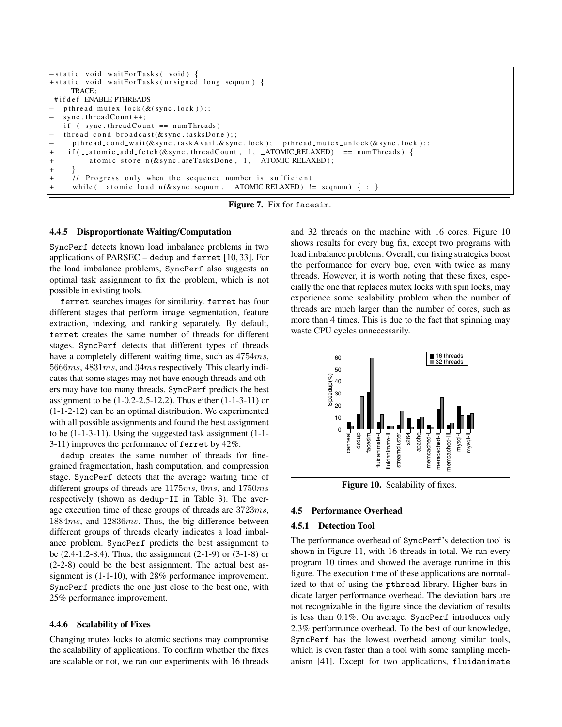```
-static void waitForTasks( void) {
+static void waitForTasks(unsigned long seqnum) {
    TRACE;
 #ifdef ENABLE_PTHREADS
-   pthread_mutex_lock(&(sync.lock));;
-   sync.threadCount++;
-   if ( sync.threadCount == numThreads)
-   thread_cond_broadcast(&sync.tasksDone);;
-      pthread_cond_wait(&sync.taskAvail,&sync.lock);   pthread_mutex_unlock(&sync.lock);;
+   if(__atomic_add_fetch(&sync.threadCount, 1, __ATOMIC_RELAXED)  == numThreads) {
+       __atomic_store_n(&sync.areTasksDone, 1, __ATOMIC_RELAXED);
+   }
+   // Progress only when the sequence number is sufficient
+   while(__atomic_load_n(&sync.seqnum, __ATOMIC_RELAXED) != seqnum) { ; }
```

**Figure 7.** Fix for facesim.

#### 4.4.5 Disproportionate Waiting/Computation

SyncPerf detects known load imbalance problems in two applications of PARSEC – dedup and ferret [10, 33]. For the load imbalance problems, SyncPerf also suggests an optimal task assignment to fix the problem, which is not possible in existing tools.

ferret searches images for similarity. ferret has four different stages that perform image segmentation, feature extraction, indexing, and ranking separately. By default, ferret creates the same number of threads for different stages. SyncPerf detects that different types of threads have a completely different waiting time, such as $4754ms$, $5666ms$, $4831ms$, and $34ms$ respectively. This clearly indicates that some stages may not have enough threads and others may have too many threads. SyncPerf predicts the best assignment to be (1-0.2-2.5-12.2). Thus either (1-1-3-11) or (1-1-2-12) can be an optimal distribution. We experimented with all possible assignments and found the best assignment to be (1-1-3-11). Using the suggested task assignment (1-1-3-11) improves the performance of ferret by 42%.

dedup creates the same number of threads for fine-grained fragmentation, hash computation, and compression stage. SyncPerf detects that the average waiting time of different groups of threads are $1175ms$, $0ms$, and $1750ms$ respectively (shown as dedup-II in Table 3). The average execution time of these groups of threads are $3723ms$, $1884ms$, and $12836ms$. Thus, the big difference between different groups of threads clearly indicates a load imbalance problem. SyncPerf predicts the best assignment to be (2.4-1.2-8.4). Thus, the assignment (2-1-9) or (3-1-8) or (2-2-8) could be the best assignment. The actual best assignment is (1-1-10), with 28% performance improvement. SyncPerf predicts the one just close to the best one, with 25% performance improvement.

#### 4.4.6 Scalability of Fixes

Changing mutex locks to atomic sections may compromise the scalability of applications. To confirm whether the fixes are scalable or not, we ran our experiments with 16 threads and 32 threads on the machine with 16 cores. Figure 10 shows results for every bug fix, except two programs with load imbalance problems. Overall, our fixing strategies boost the performance for every bug, even with twice as many threads. However, it is worth noting that these fixes, especially the one that replaces mutex locks with spin locks, may experience some scalability problem when the number of threads are much larger than the number of cores, such as more than 4 times. This is due to the fact that spinning may waste CPU cycles unnecessarily.

**Figure 10.** Scalability of fixes.

### 4.5 Performance Overhead

#### 4.5.1 Detection Tool

The performance overhead of SyncPerf's detection tool is shown in Figure 11, with 16 threads in total. We ran every program 10 times and showed the average runtime in this figure. The execution time of these applications are normalized to that of using the pthread library. Higher bars indicate larger performance overhead. The deviation bars are not recognizable in the figure since the deviation of results is less than 0.1%. On average, SyncPerf introduces only 2.3% performance overhead. To the best of our knowledge, SyncPerf has the lowest overhead among similar tools, which is even faster than a tool with some sampling mechanism [41]. Except for two applications, fluidanimate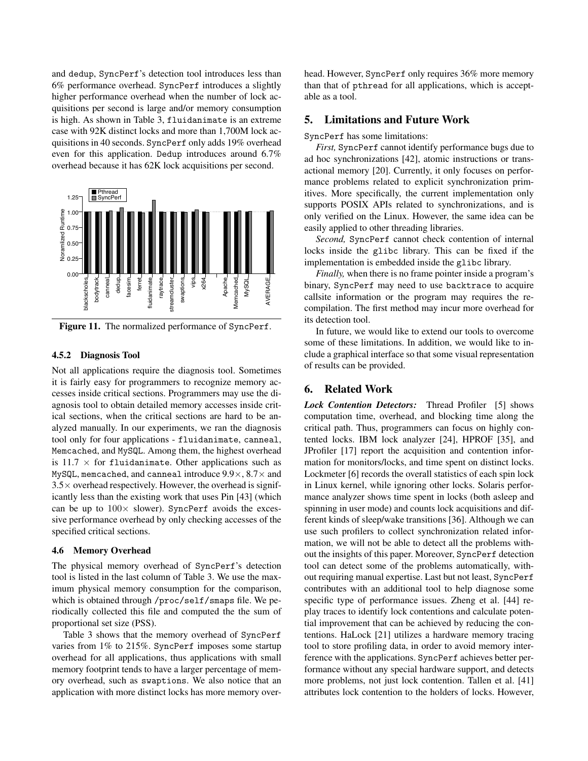and dedup, SyncPerf's detection tool introduces less than 6% performance overhead. SyncPerf introduces a slightly higher performance overhead when the number of lock acquisitions per second is large and/or memory consumption is high. As shown in Table 3, fluidanimate is an extreme case with 92K distinct locks and more than 1,700M lock acquisitions in 40 seconds. SyncPerf only adds 19% overhead even for this application. Dedup introduces around 6.7% overhead because it has 62K lock acquisitions per second.

**Figure 11.** The normalized performance of SyncPerf.

#### 4.5.2 Diagnosis Tool

Not all applications require the diagnosis tool. Sometimes it is fairly easy for programmers to recognize memory accesses inside critical sections. Programmers may use the diagnosis tool to obtain detailed memory accesses inside critical sections, when the critical sections are hard to be analyzed manually. In our experiments, we ran the diagnosis tool only for four applications - fluidanimate, canneal, Memcached, and MySQL. Among them, the highest overhead is $11.7\times$ for fluidanimate. Other applications such as MySQL, memcached, and canneal introduce $9.9\times$, $8.7\times$ and $3.5\times$ overhead respectively. However, the overhead is significantly less than the existing work that uses Pin [43] (which can be up to $100\times$ slower). SyncPerf avoids the excessive performance overhead by only checking accesses of the specified critical sections.

### 4.6 Memory Overhead

The physical memory overhead of SyncPerf's detection tool is listed in the last column of Table 3. We use the maximum physical memory consumption for the comparison, which is obtained through /proc/self/smaps file. We periodically collected this file and computed the the sum of proportional set size (PSS).

Table 3 shows that the memory overhead of SyncPerf varies from 1% to 215%. SyncPerf imposes some startup overhead for all applications, thus applications with small memory footprint tends to have a larger percentage of memory overhead, such as swaptions. We also notice that an application with more distinct locks has more memory overhead. However, SyncPerf only requires 36% more memory than that of pthread for all applications, which is acceptable as a tool.

## 5. Limitations and Future Work

SyncPerf has some limitations:

*First,* SyncPerf cannot identify performance bugs due to ad hoc synchronizations [42], atomic instructions or transactional memory [20]. Currently, it only focuses on performance problems related to explicit synchronization primitives. More specifically, the current implementation only supports POSIX APIs related to synchronizations, and is only verified on the Linux. However, the same idea can be easily applied to other threading libraries.

*Second,* SyncPerf cannot check contention of internal locks inside the glibc library. This can be fixed if the implementation is embedded inside the glibc library.

*Finally,* when there is no frame pointer inside a program's binary, SyncPerf may need to use backtrace to acquire callsite information or the program may requires the recompilation. The first method may incur more overhead for its detection tool.

In future, we would like to extend our tools to overcome some of these limitations. In addition, we would like to include a graphical interface so that some visual representation of results can be provided.

## 6. Related Work

***Lock Contention Detectors:*** Thread Profiler [5] shows computation time, overhead, and blocking time along the critical path. Thus, programmers can focus on highly contented locks. IBM lock analyzer [24], HPROF [35], and JProfiler [17] report the acquisition and contention information for monitors/locks, and time spent on distinct locks. Lockmeter [6] records the overall statistics of each spin lock in Linux kernel, while ignoring other locks. Solaris performance analyzer shows time spent in locks (both asleep and spinning in user mode) and counts lock acquisitions and different kinds of sleep/wake transitions [36]. Although we can use such profilers to collect synchronization related information, we will not be able to detect all the problems without the insights of this paper. Moreover, SyncPerf detection tool can detect some of the problems automatically, without requiring manual expertise. Last but not least, SyncPerf contributes with an additional tool to help diagnose some specific type of performance issues. Zheng et al. [44] replay traces to identify lock contentions and calculate potential improvement that can be achieved by reducing the contentions. HaLock [21] utilizes a hardware memory tracing tool to store profiling data, in order to avoid memory interference with the applications. SyncPerf achieves better performance without any special hardware support, and detects more problems, not just lock contention. Tallen et al. [41] attributes lock contention to the holders of locks. However,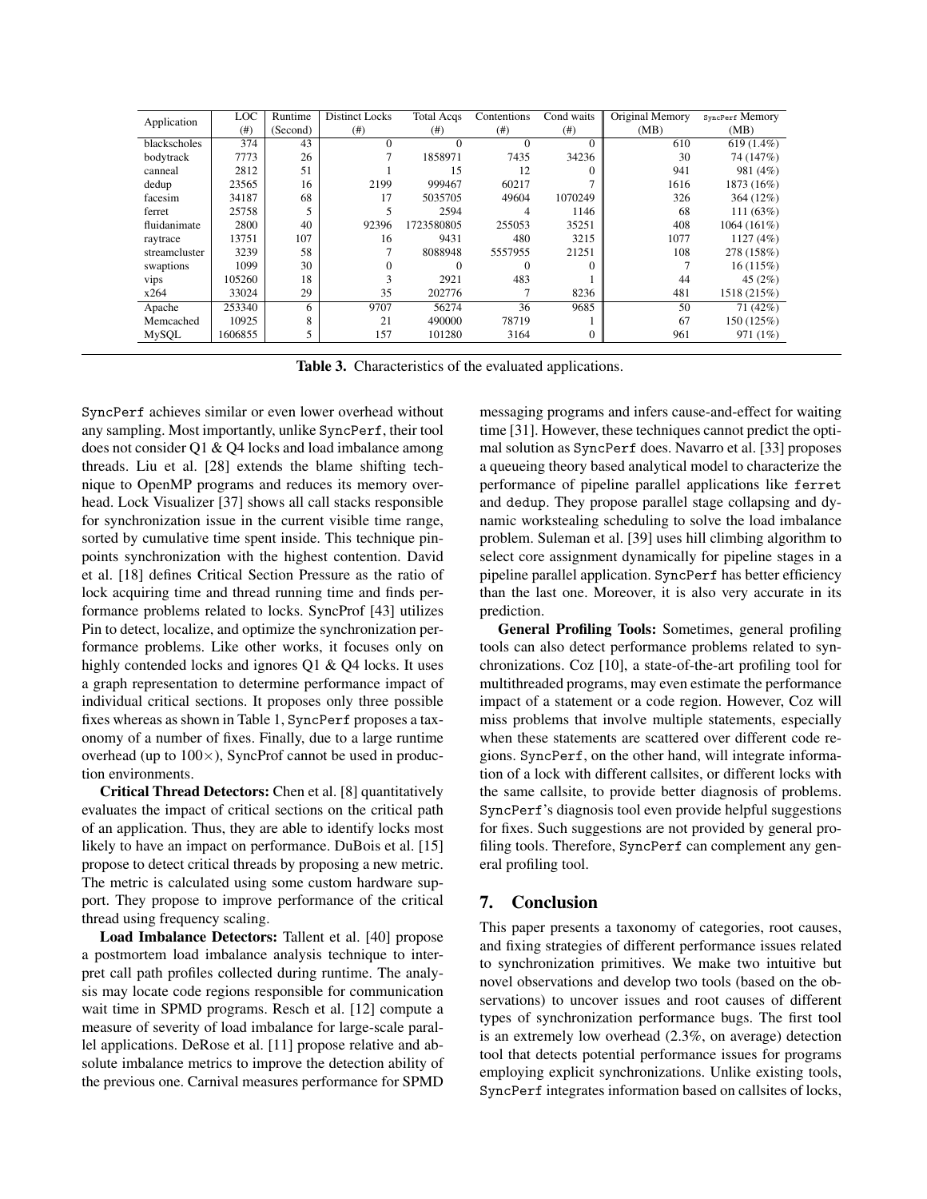| Application | LOC | Runtime | Distinct Locks | Total Acqs | Contentions | Cond waits | Original Memory | SyncPerf Memory |
|---|---|---|---|---|---|---|---|---|
| | (#) | (Second) | (#) | (#) | (#) | (#) | (MB) | (MB) |
| blackscholes | 374 | 43 | 0 | 0 | 0 | 0 | 610 | 619 (1.4%) |
| bodytrack | 7773 | 26 | 7 | 1858971 | 7435 | 34236 | 30 | 74 (147%) |
| canneal | 2812 | 51 | 1 | 15 | 12 | 0 | 941 | 981 (4%) |
| dedup | 23565 | 16 | 2199 | 999467 | 60217 | 7 | 1616 | 1873 (16%) |
| facesim | 34187 | 68 | 17 | 5035705 | 49604 | 1070249 | 326 | 364 (12%) |
| ferret | 25758 | 5 | 5 | 2594 | 4 | 1146 | 68 | 111 (63%) |
| fluidanimate | 2800 | 40 | 92396 | 1723580805 | 255053 | 35251 | 408 | 1064 (161%) |
| raytrace | 13751 | 107 | 16 | 9431 | 480 | 3215 | 1077 | 1127 (4%) |
| streamcluster | 3239 | 58 | 7 | 8088948 | 5557955 | 21251 | 108 | 278 (158%) |
| swaptions | 1099 | 30 | 0 | 0 | 0 | 0 | 7 | 16 (115%) |
| vips | 105260 | 18 | 3 | 2921 | 483 | 1 | 44 | 45 (2%) |
| x264 | 33024 | 29 | 35 | 202776 | 7 | 8236 | 481 | 1518 (215%) |
| Apache | 253340 | 6 | 9707 | 56274 | 36 | 9685 | 50 | 71 (42%) |
| Memcached | 10925 | 8 | 21 | 490000 | 78719 | 1 | 67 | 150 (125%) |
| MySQL | 1606855 | 5 | 157 | 101280 | 3164 | 0 | 961 | 971 (1%) |

**Table 3.** Characteristics of the evaluated applications.

SyncPerf achieves similar or even lower overhead without any sampling. Most importantly, unlike SyncPerf, their tool does not consider Q1 & Q4 locks and load imbalance among threads. Liu et al. [28] extends the blame shifting technique to OpenMP programs and reduces its memory overhead. Lock Visualizer [37] shows all call stacks responsible for synchronization issue in the current visible time range, sorted by cumulative time spent inside. This technique pinpoints synchronization with the highest contention. David et al. [18] defines Critical Section Pressure as the ratio of lock acquiring time and thread running time and finds performance problems related to locks. SyncProf [43] utilizes Pin to detect, localize, and optimize the synchronization performance problems. Like other works, it focuses only on highly contended locks and ignores Q1 & Q4 locks. It uses a graph representation to determine performance impact of individual critical sections. It proposes only three possible fixes whereas as shown in Table 1, SyncPerf proposes a taxonomy of a number of fixes. Finally, due to a large runtime overhead (up to 100×), SyncProf cannot be used in production environments.

**Critical Thread Detectors:** Chen et al. [8] quantitatively evaluates the impact of critical sections on the critical path of an application. Thus, they are able to identify locks most likely to have an impact on performance. DuBois et al. [15] propose to detect critical threads by proposing a new metric. The metric is calculated using some custom hardware support. They propose to improve performance of the critical thread using frequency scaling.

**Load Imbalance Detectors:** Tallent et al. [40] propose a postmortem load imbalance analysis technique to interpret call path profiles collected during runtime. The analysis may locate code regions responsible for communication wait time in SPMD programs. Resch et al. [12] compute a measure of severity of load imbalance for large-scale parallel applications. DeRose et al. [11] propose relative and absolute imbalance metrics to improve the detection ability of the previous one. Carnival measures performance for SPMD messaging programs and infers cause-and-effect for waiting time [31]. However, these techniques cannot predict the optimal solution as SyncPerf does. Navarro et al. [33] proposes a queueing theory based analytical model to characterize the performance of pipeline parallel applications like ferret and dedup. They propose parallel stage collapsing and dynamic workstealing scheduling to solve the load imbalance problem. Suleman et al. [39] uses hill climbing algorithm to select core assignment dynamically for pipeline stages in a pipeline parallel application. SyncPerf has better efficiency than the last one. Moreover, it is also very accurate in its prediction.

**General Profiling Tools:** Sometimes, general profiling tools can also detect performance problems related to synchronizations. Coz [10], a state-of-the-art profiling tool for multithreaded programs, may even estimate the performance impact of a statement or a code region. However, Coz will miss problems that involve multiple statements, especially when these statements are scattered over different code regions. SyncPerf, on the other hand, will integrate information of a lock with different callsites, or different locks with the same callsite, to provide better diagnosis of problems. SyncPerf's diagnosis tool even provide helpful suggestions for fixes. Such suggestions are not provided by general profiling tools. Therefore, SyncPerf can complement any general profiling tool.

## 7. Conclusion

This paper presents a taxonomy of categories, root causes, and fixing strategies of different performance issues related to synchronization primitives. We make two intuitive but novel observations and develop two tools (based on the observations) to uncover issues and root causes of different types of synchronization performance bugs. The first tool is an extremely low overhead (2.3%, on average) detection tool that detects potential performance issues for programs employing explicit synchronizations. Unlike existing tools, SyncPerf integrates information based on callsites of locks,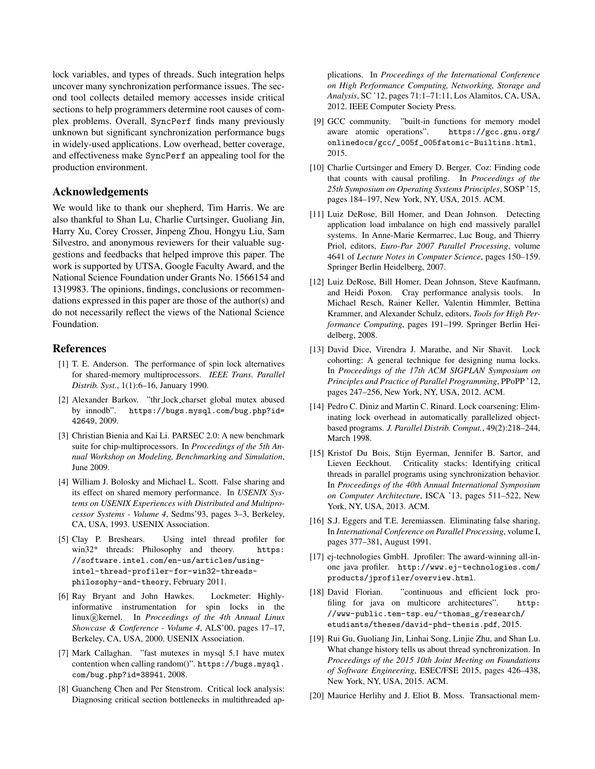lock variables, and types of threads. Such integration helps uncover many synchronization performance issues. The second tool collects detailed memory accesses inside critical sections to help programmers determine root causes of complex problems. Overall, SyncPerf finds many previously unknown but significant synchronization performance bugs in widely-used applications. Low overhead, better coverage, and effectiveness make SyncPerf an appealing tool for the production environment.

## Acknowledgements

We would like to thank our shepherd, Tim Harris. We are also thankful to Shan Lu, Charlie Curtsinger, Guoliang Jin, Harry Xu, Corey Crosser, Jinpeng Zhou, Hongyu Liu, Sam Silvestro, and anonymous reviewers for their valuable suggestions and feedbacks that helped improve this paper. The work is supported by UTSA, Google Faculty Award, and the National Science Foundation under Grants No. 1566154 and 1319983. The opinions, findings, conclusions or recommendations expressed in this paper are those of the author(s) and do not necessarily reflect the views of the National Science Foundation.

## References

[1] T. E. Anderson. The performance of spin lock alternatives for shared-memory multiprocessors. *IEEE Trans. Parallel Distrib. Syst.*, 1(1):6–16, January 1990.

[2] Alexander Barkov. "thr_lock_charset global mutex abused by innodb". https://bugs.mysql.com/bug.php?id=42649, 2009.

[3] Christian Bienia and Kai Li. PARSEC 2.0: A new benchmark suite for chip-multiprocessors. In *Proceedings of the 5th Annual Workshop on Modeling, Benchmarking and Simulation*, June 2009.

[4] William J. Bolosky and Michael L. Scott. False sharing and its effect on shared memory performance. In *USENIX Systems on USENIX Experiences with Distributed and Multiprocessor Systems - Volume 4*, Sedms'93, pages 3–3, Berkeley, CA, USA, 1993. USENIX Association.

[5] Clay P. Breshears. Using intel thread profiler for win32* threads: Philosophy and theory. https://software.intel.com/en-us/articles/using-intel-thread-profiler-for-win32-threads-philosophy-and-theory, February 2011.

[6] Ray Bryant and John Hawkes. Lockmeter: Highly-informative instrumentation for spin locks in the linux®kernel. In *Proceedings of the 4th Annual Linux Showcase & Conference - Volume 4*, ALS'00, pages 17–17, Berkeley, CA, USA, 2000. USENIX Association.

[7] Mark Callaghan. "fast mutexes in mysql 5.1 have mutex contention when calling random()". https://bugs.mysql.com/bug.php?id=38941, 2008.

[8] Guancheng Chen and Per Stenstrom. Critical lock analysis: Diagnosing critical section bottlenecks in multithreaded applications. In *Proceedings of the International Conference on High Performance Computing, Networking, Storage and Analysis*, SC '12, pages 71:1–71:11, Los Alamitos, CA, USA, 2012. IEEE Computer Society Press.

[9] GCC community. "built-in functions for memory model aware atomic operations". https://gcc.gnu.org/onlinedocs/gcc/_005f_005fatomic-Builtins.html, 2015.

[10] Charlie Curtsinger and Emery D. Berger. Coz: Finding code that counts with causal profiling. In *Proceedings of the 25th Symposium on Operating Systems Principles*, SOSP '15, pages 184–197, New York, NY, USA, 2015. ACM.

[11] Luiz DeRose, Bill Homer, and Dean Johnson. Detecting application load imbalance on high end massively parallel systems. In Anne-Marie Kermarrec, Luc Boug, and Thierry Priol, editors, *Euro-Par 2007 Parallel Processing*, volume 4641 of *Lecture Notes in Computer Science*, pages 150–159. Springer Berlin Heidelberg, 2007.

[12] Luiz DeRose, Bill Homer, Dean Johnson, Steve Kaufmann, and Heidi Poxon. Cray performance analysis tools. In Michael Resch, Rainer Keller, Valentin Himmler, Bettina Krammer, and Alexander Schulz, editors, *Tools for High Performance Computing*, pages 191–199. Springer Berlin Heidelberg, 2008.

[13] David Dice, Virendra J. Marathe, and Nir Shavit. Lock cohorting: A general technique for designing numa locks. In *Proceedings of the 17th ACM SIGPLAN Symposium on Principles and Practice of Parallel Programming*, PPoPP '12, pages 247–256, New York, NY, USA, 2012. ACM.

[14] Pedro C. Diniz and Martin C. Rinard. Lock coarsening: Eliminating lock overhead in automatically parallelized object-based programs. *J. Parallel Distrib. Comput.*, 49(2):218–244, March 1998.

[15] Kristof Du Bois, Stijn Eyerman, Jennifer B. Sartor, and Lieven Eeckhout. Criticality stacks: Identifying critical threads in parallel programs using synchronization behavior. In *Proceedings of the 40th Annual International Symposium on Computer Architecture*, ISCA '13, pages 511–522, New York, NY, USA, 2013. ACM.

[16] S.J. Eggers and T.E. Jeremiassen. Eliminating false sharing. In *International Conference on Parallel Processing*, volume I, pages 377–381, August 1991.

[17] ej-technologies GmbH. Jprofiler: The award-winning all-in-one java profiler. http://www.ej-technologies.com/products/jprofiler/overview.html.

[18] David Florian. "continuous and efficient lock profiling for java on multicore architectures". http://www-public.tem-tsp.eu/~thomas_g/research/etudiants/theses/david-phd-thesis.pdf, 2015.

[19] Rui Gu, Guoliang Jin, Linhai Song, Linjie Zhu, and Shan Lu. What change history tells us about thread synchronization. In *Proceedings of the 2015 10th Joint Meeting on Foundations of Software Engineering*, ESEC/FSE 2015, pages 426–438, New York, NY, USA, 2015. ACM.

[20] Maurice Herlihy and J. Eliot B. Moss. Transactional mem-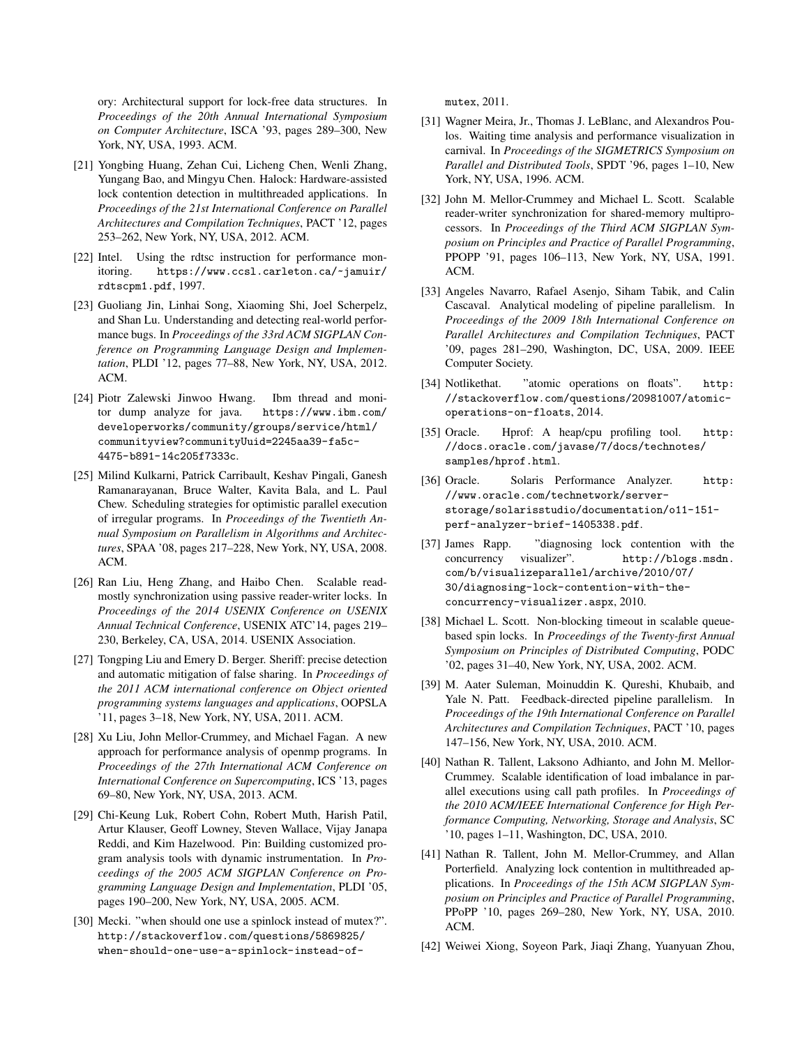ory: Architectural support for lock-free data structures. In *Proceedings of the 20th Annual International Symposium on Computer Architecture*, ISCA '93, pages 289–300, New York, NY, USA, 1993. ACM.

[21] Yongbing Huang, Zehan Cui, Licheng Chen, Wenli Zhang, Yungang Bao, and Mingyu Chen. Halock: Hardware-assisted lock contention detection in multithreaded applications. In *Proceedings of the 21st International Conference on Parallel Architectures and Compilation Techniques*, PACT '12, pages 253–262, New York, NY, USA, 2012. ACM.

[22] Intel. Using the rdtsc instruction for performance monitoring. `https://www.ccsl.carleton.ca/~jamuir/rdtscpm1.pdf`, 1997.

[23] Guoliang Jin, Linhai Song, Xiaoming Shi, Joel Scherpelz, and Shan Lu. Understanding and detecting real-world performance bugs. In *Proceedings of the 33rd ACM SIGPLAN Conference on Programming Language Design and Implementation*, PLDI '12, pages 77–88, New York, NY, USA, 2012. ACM.

[24] Piotr Zalewski Jinwoo Hwang. Ibm thread and monitor dump analyze for java. `https://www.ibm.com/developerworks/community/groups/service/html/communityview?communityUuid=2245aa39-fa5c-4475-b891-14c205f7333c`.

[25] Milind Kulkarni, Patrick Carribault, Keshav Pingali, Ganesh Ramanarayanan, Bruce Walter, Kavita Bala, and L. Paul Chew. Scheduling strategies for optimistic parallel execution of irregular programs. In *Proceedings of the Twentieth Annual Symposium on Parallelism in Algorithms and Architectures*, SPAA '08, pages 217–228, New York, NY, USA, 2008. ACM.

[26] Ran Liu, Heng Zhang, and Haibo Chen. Scalable read-mostly synchronization using passive reader-writer locks. In *Proceedings of the 2014 USENIX Conference on USENIX Annual Technical Conference*, USENIX ATC'14, pages 219–230, Berkeley, CA, USA, 2014. USENIX Association.

[27] Tongping Liu and Emery D. Berger. Sheriff: precise detection and automatic mitigation of false sharing. In *Proceedings of the 2011 ACM international conference on Object oriented programming systems languages and applications*, OOPSLA '11, pages 3–18, New York, NY, USA, 2011. ACM.

[28] Xu Liu, John Mellor-Crummey, and Michael Fagan. A new approach for performance analysis of openmp programs. In *Proceedings of the 27th International ACM Conference on International Conference on Supercomputing*, ICS '13, pages 69–80, New York, NY, USA, 2013. ACM.

[29] Chi-Keung Luk, Robert Cohn, Robert Muth, Harish Patil, Artur Klauser, Geoff Lowney, Steven Wallace, Vijay Janapa Reddi, and Kim Hazelwood. Pin: Building customized program analysis tools with dynamic instrumentation. In *Proceedings of the 2005 ACM SIGPLAN Conference on Programming Language Design and Implementation*, PLDI '05, pages 190–200, New York, NY, USA, 2005. ACM.

[30] Mecki. "when should one use a spinlock instead of mutex?". `http://stackoverflow.com/questions/5869825/when-should-one-use-a-spinlock-instead-of-mutex`, 2011.

[31] Wagner Meira, Jr., Thomas J. LeBlanc, and Alexandros Poulos. Waiting time analysis and performance visualization in carnival. In *Proceedings of the SIGMETRICS Symposium on Parallel and Distributed Tools*, SPDT '96, pages 1–10, New York, NY, USA, 1996. ACM.

[32] John M. Mellor-Crummey and Michael L. Scott. Scalable reader-writer synchronization for shared-memory multiprocessors. In *Proceedings of the Third ACM SIGPLAN Symposium on Principles and Practice of Parallel Programming*, PPOPP '91, pages 106–113, New York, NY, USA, 1991. ACM.

[33] Angeles Navarro, Rafael Asenjo, Siham Tabik, and Calin Cascaval. Analytical modeling of pipeline parallelism. In *Proceedings of the 2009 18th International Conference on Parallel Architectures and Compilation Techniques*, PACT '09, pages 281–290, Washington, DC, USA, 2009. IEEE Computer Society.

[34] Notlikethat. "atomic operations on floats". `http://stackoverflow.com/questions/20981007/atomic-operations-on-floats`, 2014.

[35] Oracle. Hprof: A heap/cpu profiling tool. `http://docs.oracle.com/javase/7/docs/technotes/samples/hprof.html`.

[36] Oracle. Solaris Performance Analyzer. `http://www.oracle.com/technetwork/server-storage/solarisstudio/documentation/o11-151-perf-analyzer-brief-1405338.pdf`.

[37] James Rapp. "diagnosing lock contention with the concurrency visualizer". `http://blogs.msdn.com/b/visualizeparallel/archive/2010/07/30/diagnosing-lock-contention-with-the-concurrency-visualizer.aspx`, 2010.

[38] Michael L. Scott. Non-blocking timeout in scalable queue-based spin locks. In *Proceedings of the Twenty-first Annual Symposium on Principles of Distributed Computing*, PODC '02, pages 31–40, New York, NY, USA, 2002. ACM.

[39] M. Aater Suleman, Moinuddin K. Qureshi, Khubaib, and Yale N. Patt. Feedback-directed pipeline parallelism. In *Proceedings of the 19th International Conference on Parallel Architectures and Compilation Techniques*, PACT '10, pages 147–156, New York, NY, USA, 2010. ACM.

[40] Nathan R. Tallent, Laksono Adhianto, and John M. Mellor-Crummey. Scalable identification of load imbalance in parallel executions using call path profiles. In *Proceedings of the 2010 ACM/IEEE International Conference for High Performance Computing, Networking, Storage and Analysis*, SC '10, pages 1–11, Washington, DC, USA, 2010.

[41] Nathan R. Tallent, John M. Mellor-Crummey, and Allan Porterfield. Analyzing lock contention in multithreaded applications. In *Proceedings of the 15th ACM SIGPLAN Symposium on Principles and Practice of Parallel Programming*, PPoPP '10, pages 269–280, New York, NY, USA, 2010. ACM.

[42] Weiwei Xiong, Soyeon Park, Jiaqi Zhang, Yuanyuan Zhou,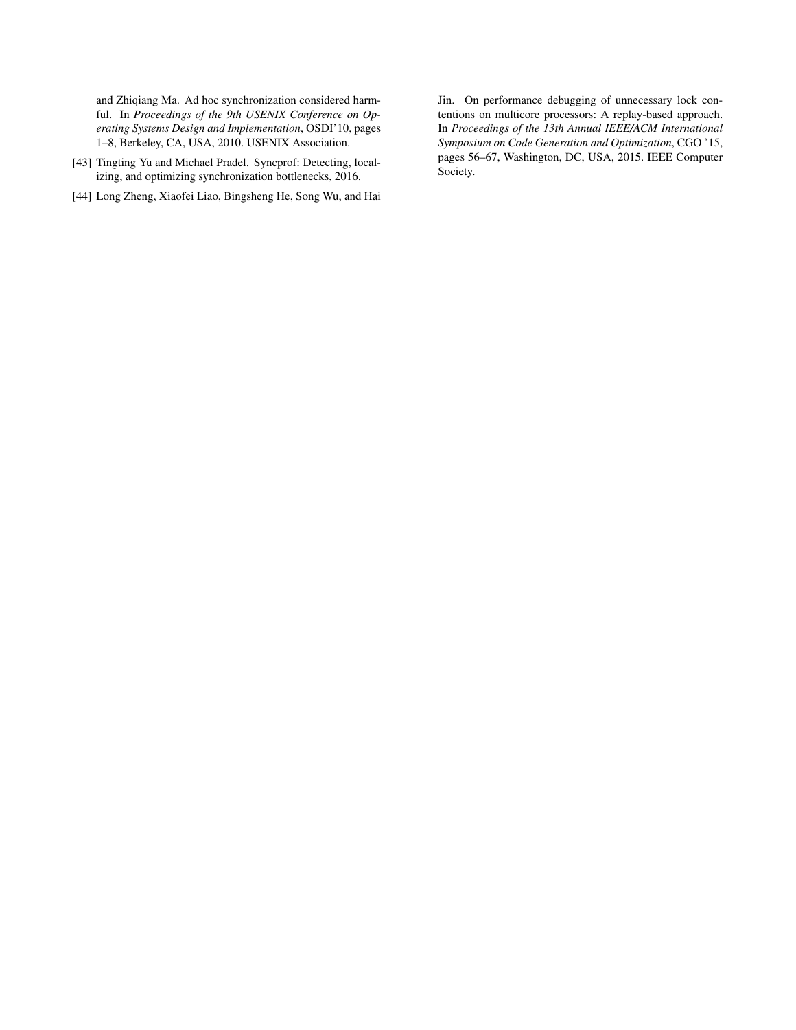and Zhiqiang Ma. Ad hoc synchronization considered harmful. In *Proceedings of the 9th USENIX Conference on Operating Systems Design and Implementation*, OSDI'10, pages 1–8, Berkeley, CA, USA, 2010. USENIX Association.

[43] Tingting Yu and Michael Pradel. Syncprof: Detecting, localizing, and optimizing synchronization bottlenecks, 2016.

[44] Long Zheng, Xiaofei Liao, Bingsheng He, Song Wu, and Hai Jin. On performance debugging of unnecessary lock contentions on multicore processors: A replay-based approach. In *Proceedings of the 13th Annual IEEE/ACM International Symposium on Code Generation and Optimization*, CGO '15, pages 56–67, Washington, DC, USA, 2015. IEEE Computer Society.